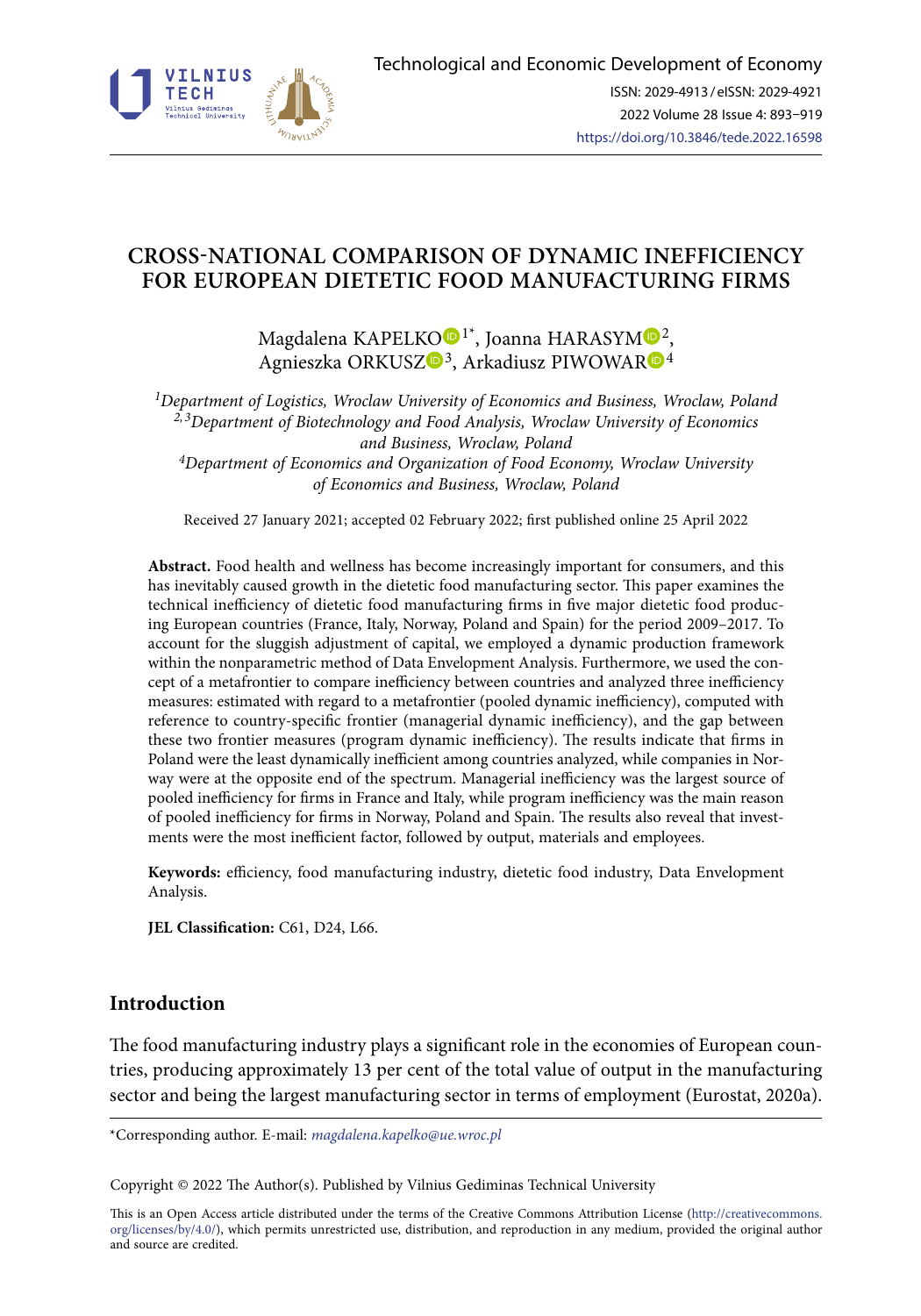# CROSS-NATIONAL COMPARISON OF DYNAMIC INEFFICIENCY FOR EUROPEAN DIETETIC FOOD MANUFACTURING FIRMS

Magdalena KAPELKO[1*], Joanna HARASYM[2], Agnieszka ORKUSZ[3], Arkadiusz PIWOWAR[4]

[1]*Department of Logistics, Wroclaw University of Economics and Business, Wroclaw, Poland*
[2,3]*Department of Biotechnology and Food Analysis, Wroclaw University of Economics and Business, Wroclaw, Poland*
[4]*Department of Economics and Organization of Food Economy, Wroclaw University of Economics and Business, Wroclaw, Poland*

Received 27 January 2021; accepted 02 February 2022; first published online 25 April 2022

**Abstract.** Food health and wellness has become increasingly important for consumers, and this has inevitably caused growth in the dietetic food manufacturing sector. This paper examines the technical inefficiency of dietetic food manufacturing firms in five major dietetic food producing European countries (France, Italy, Norway, Poland and Spain) for the period 2009–2017. To account for the sluggish adjustment of capital, we employed a dynamic production framework within the nonparametric method of Data Envelopment Analysis. Furthermore, we used the concept of a metafrontier to compare inefficiency between countries and analyzed three inefficiency measures: estimated with regard to a metafrontier (pooled dynamic inefficiency), computed with reference to country-specific frontier (managerial dynamic inefficiency), and the gap between these two frontier measures (program dynamic inefficiency). The results indicate that firms in Poland were the least dynamically inefficient among countries analyzed, while companies in Norway were at the opposite end of the spectrum. Managerial inefficiency was the largest source of pooled inefficiency for firms in France and Italy, while program inefficiency was the main reason of pooled inefficiency for firms in Norway, Poland and Spain. The results also reveal that investments were the most inefficient factor, followed by output, materials and employees.

**Keywords:** efficiency, food manufacturing industry, dietetic food industry, Data Envelopment Analysis.

**JEL Classification:** C61, D24, L66.

## Introduction

The food manufacturing industry plays a significant role in the economies of European countries, producing approximately 13 per cent of the total value of output in the manufacturing sector and being the largest manufacturing sector in terms of employment (Eurostat, 2020a).

---

*Corresponding author. E-mail: *magdalena.kapelko@ue.wroc.pl*

Copyright © 2022 The Author(s). Published by Vilnius Gediminas Technical University

This is an Open Access article distributed under the terms of the Creative Commons Attribution License (http://creativecommons.org/licenses/by/4.0/), which permits unrestricted use, distribution, and reproduction in any medium, provided the original author and source are credited.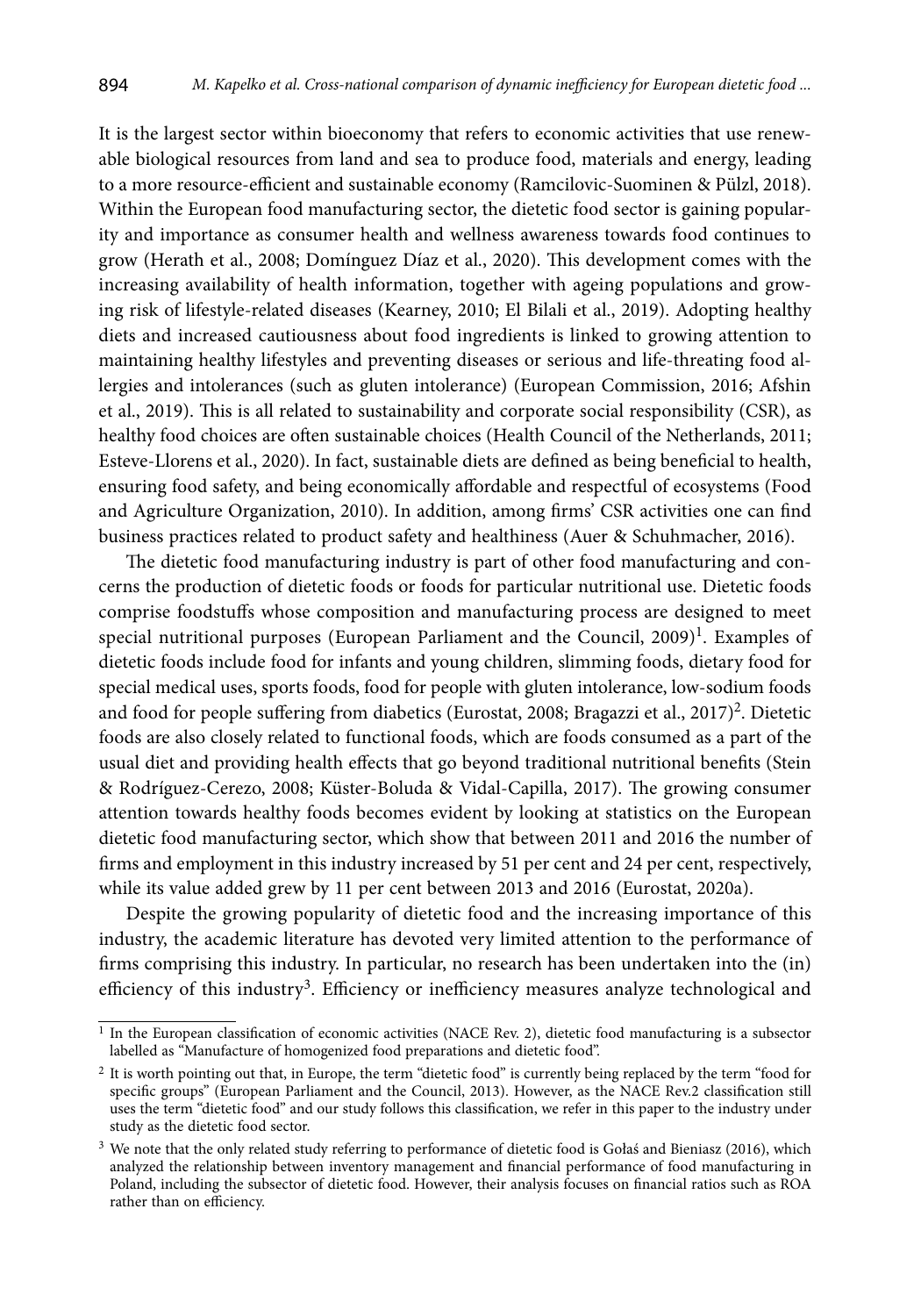It is the largest sector within bioeconomy that refers to economic activities that use renewable biological resources from land and sea to produce food, materials and energy, leading to a more resource-efficient and sustainable economy (Ramcilovic-Suominen & Pülzl, 2018). Within the European food manufacturing sector, the dietetic food sector is gaining popularity and importance as consumer health and wellness awareness towards food continues to grow (Herath et al., 2008; Domínguez Díaz et al., 2020). This development comes with the increasing availability of health information, together with ageing populations and growing risk of lifestyle-related diseases (Kearney, 2010; El Bilali et al., 2019). Adopting healthy diets and increased cautiousness about food ingredients is linked to growing attention to maintaining healthy lifestyles and preventing diseases or serious and life-threating food allergies and intolerances (such as gluten intolerance) (European Commission, 2016; Afshin et al., 2019). This is all related to sustainability and corporate social responsibility (CSR), as healthy food choices are often sustainable choices (Health Council of the Netherlands, 2011; Esteve-Llorens et al., 2020). In fact, sustainable diets are defined as being beneficial to health, ensuring food safety, and being economically affordable and respectful of ecosystems (Food and Agriculture Organization, 2010). In addition, among firms' CSR activities one can find business practices related to product safety and healthiness (Auer & Schuhmacher, 2016).

The dietetic food manufacturing industry is part of other food manufacturing and concerns the production of dietetic foods or foods for particular nutritional use. Dietetic foods comprise foodstuffs whose composition and manufacturing process are designed to meet special nutritional purposes (European Parliament and the Council, 2009)[1]. Examples of dietetic foods include food for infants and young children, slimming foods, dietary food for special medical uses, sports foods, food for people with gluten intolerance, low-sodium foods and food for people suffering from diabetics (Eurostat, 2008; Bragazzi et al., 2017)[2]. Dietetic foods are also closely related to functional foods, which are foods consumed as a part of the usual diet and providing health effects that go beyond traditional nutritional benefits (Stein & Rodríguez-Cerezo, 2008; Küster-Boluda & Vidal-Capilla, 2017). The growing consumer attention towards healthy foods becomes evident by looking at statistics on the European dietetic food manufacturing sector, which show that between 2011 and 2016 the number of firms and employment in this industry increased by 51 per cent and 24 per cent, respectively, while its value added grew by 11 per cent between 2013 and 2016 (Eurostat, 2020a).

Despite the growing popularity of dietetic food and the increasing importance of this industry, the academic literature has devoted very limited attention to the performance of firms comprising this industry. In particular, no research has been undertaken into the (in) efficiency of this industry[3]. Efficiency or inefficiency measures analyze technological and

---

[1] In the European classification of economic activities (NACE Rev. 2), dietetic food manufacturing is a subsector labelled as "Manufacture of homogenized food preparations and dietetic food".

[2] It is worth pointing out that, in Europe, the term "dietetic food" is currently being replaced by the term "food for specific groups" (European Parliament and the Council, 2013). However, as the NACE Rev.2 classification still uses the term "dietetic food" and our study follows this classification, we refer in this paper to the industry under study as the dietetic food sector.

[3] We note that the only related study referring to performance of dietetic food is Gołaś and Bieniasz (2016), which analyzed the relationship between inventory management and financial performance of food manufacturing in Poland, including the subsector of dietetic food. However, their analysis focuses on financial ratios such as ROA rather than on efficiency.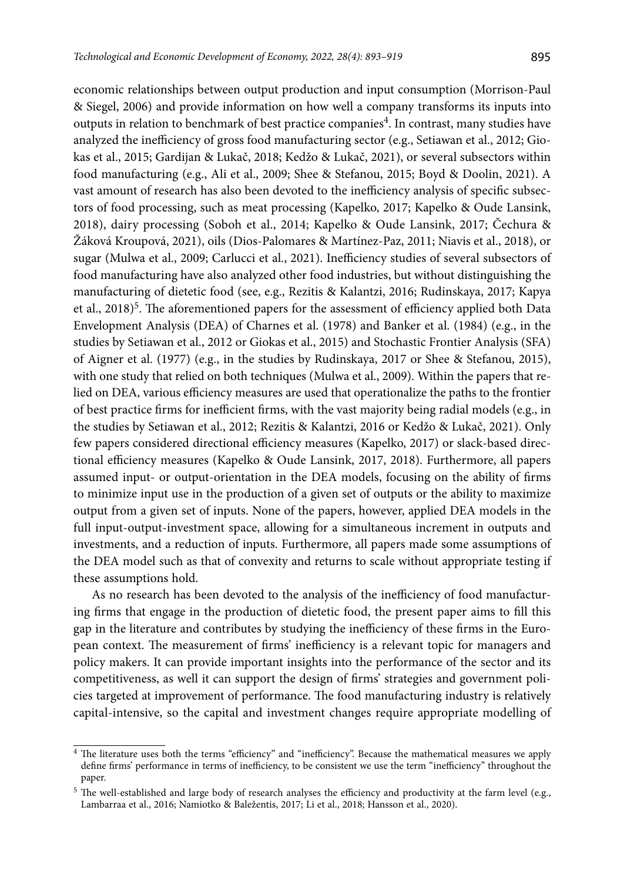economic relationships between output production and input consumption (Morrison-Paul & Siegel, 2006) and provide information on how well a company transforms its inputs into outputs in relation to benchmark of best practice companies[4]. In contrast, many studies have analyzed the inefficiency of gross food manufacturing sector (e.g., Setiawan et al., 2012; Giokas et al., 2015; Gardijan & Lukač, 2018; Kedžo & Lukač, 2021), or several subsectors within food manufacturing (e.g., Ali et al., 2009; Shee & Stefanou, 2015; Boyd & Doolin, 2021). A vast amount of research has also been devoted to the inefficiency analysis of specific subsectors of food processing, such as meat processing (Kapelko, 2017; Kapelko & Oude Lansink, 2018), dairy processing (Soboh et al., 2014; Kapelko & Oude Lansink, 2017; Čechura & Žáková Kroupová, 2021), oils (Dios-Palomares & Martínez-Paz, 2011; Niavis et al., 2018), or sugar (Mulwa et al., 2009; Carlucci et al., 2021). Inefficiency studies of several subsectors of food manufacturing have also analyzed other food industries, but without distinguishing the manufacturing of dietetic food (see, e.g., Rezitis & Kalantzi, 2016; Rudinskaya, 2017; Kapya et al., 2018)[5]. The aforementioned papers for the assessment of efficiency applied both Data Envelopment Analysis (DEA) of Charnes et al. (1978) and Banker et al. (1984) (e.g., in the studies by Setiawan et al., 2012 or Giokas et al., 2015) and Stochastic Frontier Analysis (SFA) of Aigner et al. (1977) (e.g., in the studies by Rudinskaya, 2017 or Shee & Stefanou, 2015), with one study that relied on both techniques (Mulwa et al., 2009). Within the papers that relied on DEA, various efficiency measures are used that operationalize the paths to the frontier of best practice firms for inefficient firms, with the vast majority being radial models (e.g., in the studies by Setiawan et al., 2012; Rezitis & Kalantzi, 2016 or Kedžo & Lukač, 2021). Only few papers considered directional efficiency measures (Kapelko, 2017) or slack-based directional efficiency measures (Kapelko & Oude Lansink, 2017, 2018). Furthermore, all papers assumed input- or output-orientation in the DEA models, focusing on the ability of firms to minimize input use in the production of a given set of outputs or the ability to maximize output from a given set of inputs. None of the papers, however, applied DEA models in the full input-output-investment space, allowing for a simultaneous increment in outputs and investments, and a reduction of inputs. Furthermore, all papers made some assumptions of the DEA model such as that of convexity and returns to scale without appropriate testing if these assumptions hold.

As no research has been devoted to the analysis of the inefficiency of food manufacturing firms that engage in the production of dietetic food, the present paper aims to fill this gap in the literature and contributes by studying the inefficiency of these firms in the European context. The measurement of firms' inefficiency is a relevant topic for managers and policy makers. It can provide important insights into the performance of the sector and its competitiveness, as well it can support the design of firms' strategies and government policies targeted at improvement of performance. The food manufacturing industry is relatively capital-intensive, so the capital and investment changes require appropriate modelling of

[4] The literature uses both the terms "efficiency" and "inefficiency". Because the mathematical measures we apply define firms' performance in terms of inefficiency, to be consistent we use the term "inefficiency" throughout the paper.

[5] The well-established and large body of research analyses the efficiency and productivity at the farm level (e.g., Lambarraa et al., 2016; Namiotko & Baležentis, 2017; Li et al., 2018; Hansson et al., 2020).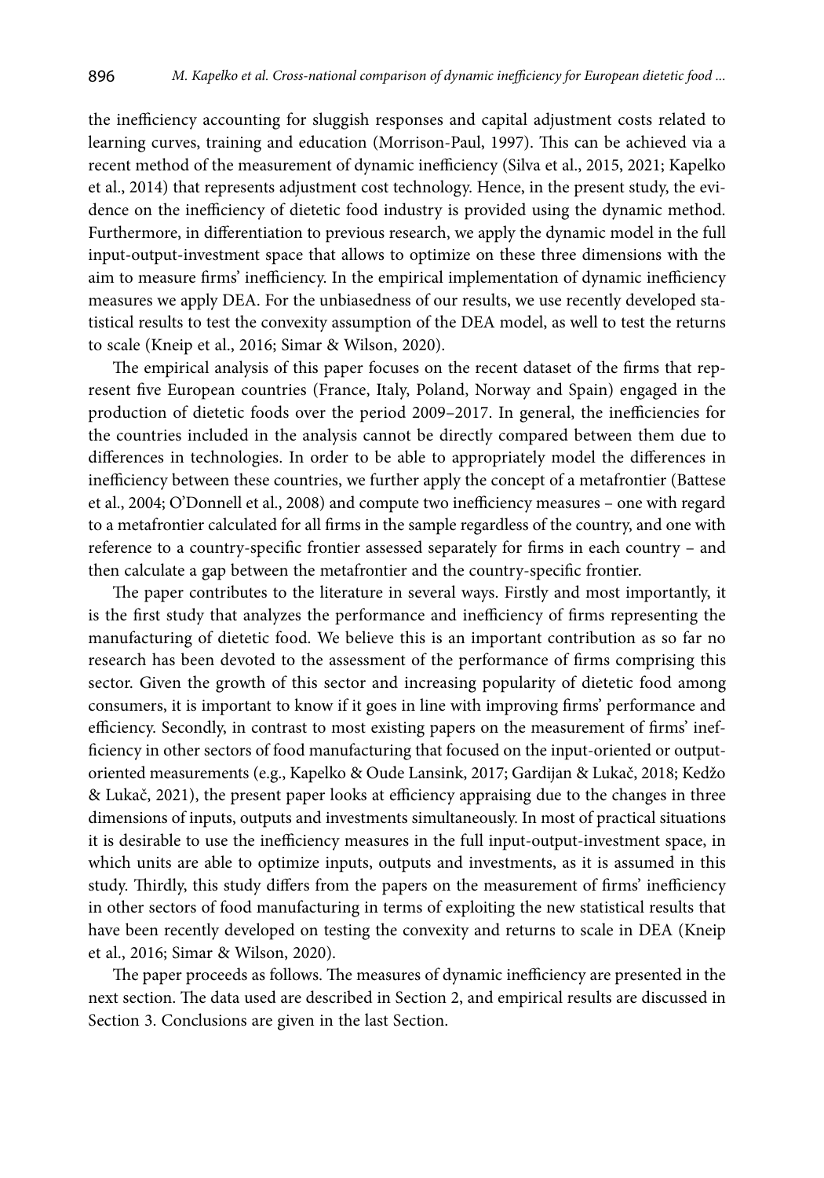the inefficiency accounting for sluggish responses and capital adjustment costs related to learning curves, training and education (Morrison-Paul, 1997). This can be achieved via a recent method of the measurement of dynamic inefficiency (Silva et al., 2015, 2021; Kapelko et al., 2014) that represents adjustment cost technology. Hence, in the present study, the evidence on the inefficiency of dietetic food industry is provided using the dynamic method. Furthermore, in differentiation to previous research, we apply the dynamic model in the full input-output-investment space that allows to optimize on these three dimensions with the aim to measure firms' inefficiency. In the empirical implementation of dynamic inefficiency measures we apply DEA. For the unbiasedness of our results, we use recently developed statistical results to test the convexity assumption of the DEA model, as well to test the returns to scale (Kneip et al., 2016; Simar & Wilson, 2020).

The empirical analysis of this paper focuses on the recent dataset of the firms that represent five European countries (France, Italy, Poland, Norway and Spain) engaged in the production of dietetic foods over the period 2009–2017. In general, the inefficiencies for the countries included in the analysis cannot be directly compared between them due to differences in technologies. In order to be able to appropriately model the differences in inefficiency between these countries, we further apply the concept of a metafrontier (Battese et al., 2004; O'Donnell et al., 2008) and compute two inefficiency measures – one with regard to a metafrontier calculated for all firms in the sample regardless of the country, and one with reference to a country-specific frontier assessed separately for firms in each country – and then calculate a gap between the metafrontier and the country-specific frontier.

The paper contributes to the literature in several ways. Firstly and most importantly, it is the first study that analyzes the performance and inefficiency of firms representing the manufacturing of dietetic food. We believe this is an important contribution as so far no research has been devoted to the assessment of the performance of firms comprising this sector. Given the growth of this sector and increasing popularity of dietetic food among consumers, it is important to know if it goes in line with improving firms' performance and efficiency. Secondly, in contrast to most existing papers on the measurement of firms' inefficiency in other sectors of food manufacturing that focused on the input-oriented or output-oriented measurements (e.g., Kapelko & Oude Lansink, 2017; Gardijan & Lukač, 2018; Kedžo & Lukač, 2021), the present paper looks at efficiency appraising due to the changes in three dimensions of inputs, outputs and investments simultaneously. In most of practical situations it is desirable to use the inefficiency measures in the full input-output-investment space, in which units are able to optimize inputs, outputs and investments, as it is assumed in this study. Thirdly, this study differs from the papers on the measurement of firms' inefficiency in other sectors of food manufacturing in terms of exploiting the new statistical results that have been recently developed on testing the convexity and returns to scale in DEA (Kneip et al., 2016; Simar & Wilson, 2020).

The paper proceeds as follows. The measures of dynamic inefficiency are presented in the next section. The data used are described in Section 2, and empirical results are discussed in Section 3. Conclusions are given in the last Section.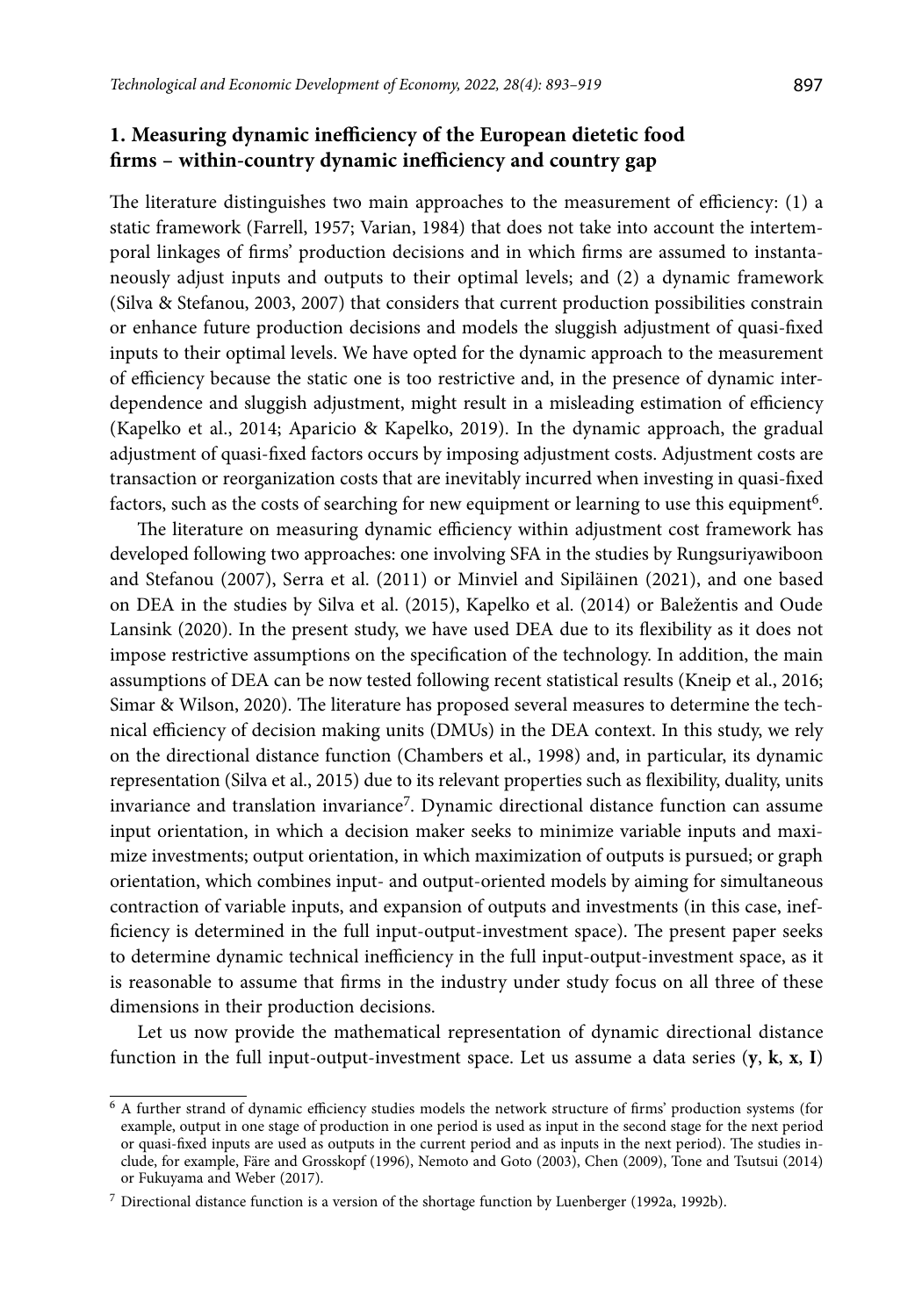## 1. Measuring dynamic inefficiency of the European dietetic food firms – within-country dynamic inefficiency and country gap

The literature distinguishes two main approaches to the measurement of efficiency: (1) a static framework (Farrell, 1957; Varian, 1984) that does not take into account the intertemporal linkages of firms' production decisions and in which firms are assumed to instantaneously adjust inputs and outputs to their optimal levels; and (2) a dynamic framework (Silva & Stefanou, 2003, 2007) that considers that current production possibilities constrain or enhance future production decisions and models the sluggish adjustment of quasi-fixed inputs to their optimal levels. We have opted for the dynamic approach to the measurement of efficiency because the static one is too restrictive and, in the presence of dynamic interdependence and sluggish adjustment, might result in a misleading estimation of efficiency (Kapelko et al., 2014; Aparicio & Kapelko, 2019). In the dynamic approach, the gradual adjustment of quasi-fixed factors occurs by imposing adjustment costs. Adjustment costs are transaction or reorganization costs that are inevitably incurred when investing in quasi-fixed factors, such as the costs of searching for new equipment or learning to use this equipment[6].

The literature on measuring dynamic efficiency within adjustment cost framework has developed following two approaches: one involving SFA in the studies by Rungsuriyawiboon and Stefanou (2007), Serra et al. (2011) or Minviel and Sipiläinen (2021), and one based on DEA in the studies by Silva et al. (2015), Kapelko et al. (2014) or Baležentis and Oude Lansink (2020). In the present study, we have used DEA due to its flexibility as it does not impose restrictive assumptions on the specification of the technology. In addition, the main assumptions of DEA can be now tested following recent statistical results (Kneip et al., 2016; Simar & Wilson, 2020). The literature has proposed several measures to determine the technical efficiency of decision making units (DMUs) in the DEA context. In this study, we rely on the directional distance function (Chambers et al., 1998) and, in particular, its dynamic representation (Silva et al., 2015) due to its relevant properties such as flexibility, duality, units invariance and translation invariance[7]. Dynamic directional distance function can assume input orientation, in which a decision maker seeks to minimize variable inputs and maximize investments; output orientation, in which maximization of outputs is pursued; or graph orientation, which combines input- and output-oriented models by aiming for simultaneous contraction of variable inputs, and expansion of outputs and investments (in this case, inefficiency is determined in the full input-output-investment space). The present paper seeks to determine dynamic technical inefficiency in the full input-output-investment space, as it is reasonable to assume that firms in the industry under study focus on all three of these dimensions in their production decisions.

Let us now provide the mathematical representation of dynamic directional distance function in the full input-output-investment space. Let us assume a data series $(\mathbf{y}, \mathbf{k}, \mathbf{x}, \mathbf{I})$

---

[6] A further strand of dynamic efficiency studies models the network structure of firms' production systems (for example, output in one stage of production in one period is used as input in the second stage for the next period or quasi-fixed inputs are used as outputs in the current period and as inputs in the next period). The studies include, for example, Färe and Grosskopf (1996), Nemoto and Goto (2003), Chen (2009), Tone and Tsutsui (2014) or Fukuyama and Weber (2017).

[7] Directional distance function is a version of the shortage function by Luenberger (1992a, 1992b).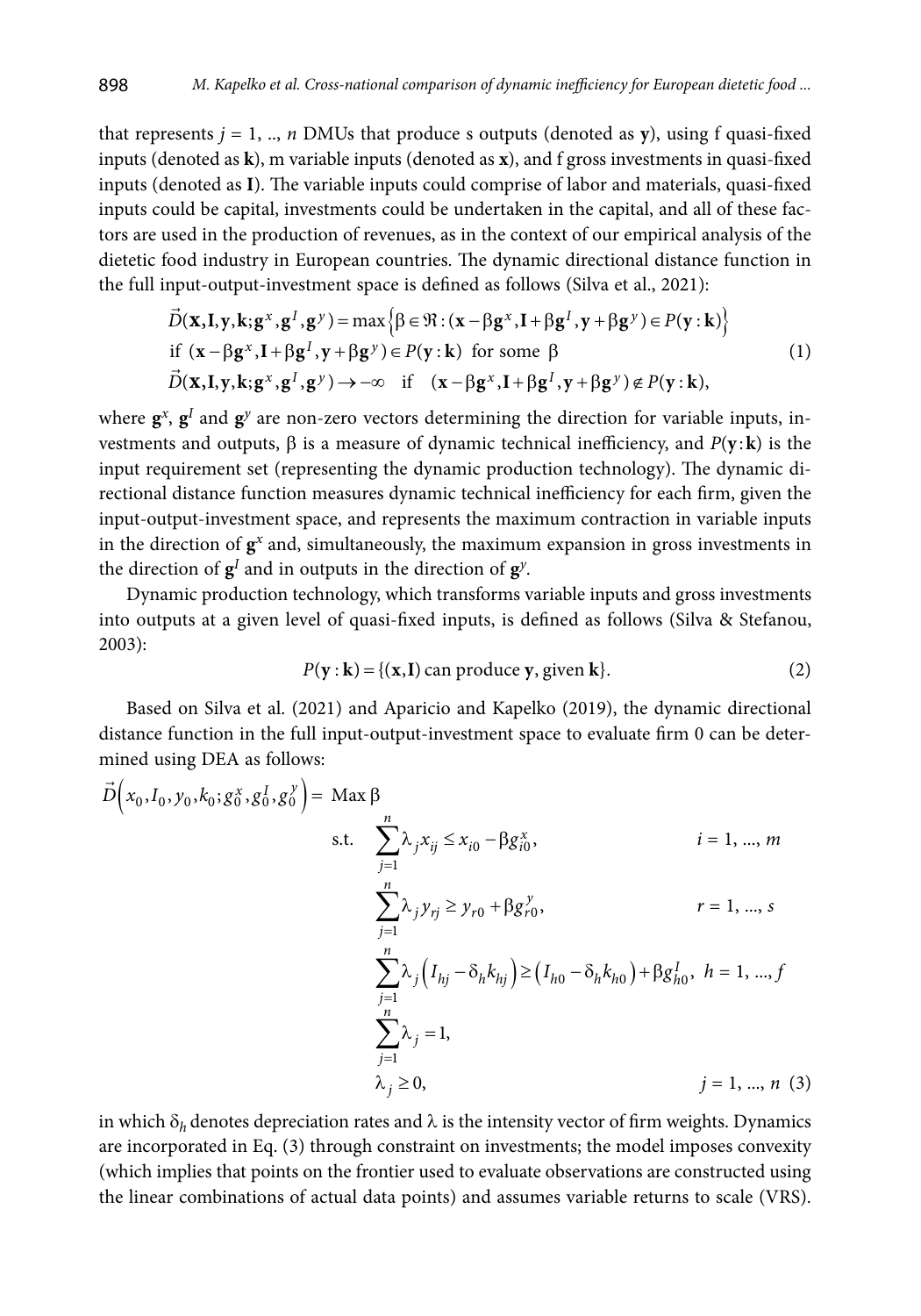that represents $j = 1, .., n$ DMUs that produce s outputs (denoted as $\mathbf{y}$), using f quasi-fixed inputs (denoted as $\mathbf{k}$), m variable inputs (denoted as $\mathbf{x}$), and f gross investments in quasi-fixed inputs (denoted as $\mathbf{I}$). The variable inputs could comprise of labor and materials, quasi-fixed inputs could be capital, investments could be undertaken in the capital, and all of these factors are used in the production of revenues, as in the context of our empirical analysis of the dietetic food industry in European countries. The dynamic directional distance function in the full input-output-investment space is defined as follows (Silva et al., 2021):

$$
\begin{aligned}
&\vec{D}(\mathbf{x},\mathbf{I},\mathbf{y},\mathbf{k};\mathbf{g}^x,\mathbf{g}^I,\mathbf{g}^y) = \max\left\{\beta \in \Re : (\mathbf{x}-\beta\mathbf{g}^x, \mathbf{I}+\beta\mathbf{g}^I, \mathbf{y}+\beta\mathbf{g}^y) \in P(\mathbf{y}:\mathbf{k})\right\} \\
&\text{if } (\mathbf{x}-\beta\mathbf{g}^x, \mathbf{I}+\beta\mathbf{g}^I, \mathbf{y}+\beta\mathbf{g}^y) \in P(\mathbf{y}:\mathbf{k}) \text{ for some } \beta \\
&\vec{D}(\mathbf{x},\mathbf{I},\mathbf{y},\mathbf{k};\mathbf{g}^x,\mathbf{g}^I,\mathbf{g}^y) \to -\infty \quad \text{if} \quad (\mathbf{x}-\beta\mathbf{g}^x, \mathbf{I}+\beta\mathbf{g}^I, \mathbf{y}+\beta\mathbf{g}^y) \notin P(\mathbf{y}:\mathbf{k}),
\end{aligned} \tag{1}
$$

where $\mathbf{g}^x$, $\mathbf{g}^I$ and $\mathbf{g}^y$ are non-zero vectors determining the direction for variable inputs, investments and outputs, $\beta$ is a measure of dynamic technical inefficiency, and $P(\mathbf{y}:\mathbf{k})$ is the input requirement set (representing the dynamic production technology). The dynamic directional distance function measures dynamic technical inefficiency for each firm, given the input-output-investment space, and represents the maximum contraction in variable inputs in the direction of $\mathbf{g}^x$ and, simultaneously, the maximum expansion in gross investments in the direction of $\mathbf{g}^I$ and in outputs in the direction of $\mathbf{g}^y$.

Dynamic production technology, which transforms variable inputs and gross investments into outputs at a given level of quasi-fixed inputs, is defined as follows (Silva & Stefanou, 2003):

$$
P(\mathbf{y}:\mathbf{k}) = \{(\mathbf{x},\mathbf{I}) \text{ can produce } \mathbf{y}, \text{ given } \mathbf{k}\}. \tag{2}
$$

Based on Silva et al. (2021) and Aparicio and Kapelko (2019), the dynamic directional distance function in the full input-output-investment space to evaluate firm 0 can be determined using DEA as follows:

$$
\begin{aligned}
\vec{D}\left(x_0, I_0, y_0, k_0; g_0^x, g_0^I, g_0^y\right) = \ & \text{Max } \beta \\
\text{s.t.} \quad & \sum_{j=1}^{n} \lambda_j x_{ij} \leq x_{i0} - \beta g_{i0}^x, & i = 1, ..., m \\
& \sum_{j=1}^{n} \lambda_j y_{rj} \geq y_{r0} + \beta g_{r0}^y, & r = 1, ..., s \\
& \sum_{j=1}^{n} \lambda_j \left(I_{hj} - \delta_h k_{hj}\right) \geq \left(I_{h0} - \delta_h k_{h0}\right) + \beta g_{h0}^I, & h = 1, ..., f \\
& \sum_{j=1}^{n} \lambda_j = 1, & \\
& \lambda_j \geq 0, & j = 1, ..., n
\end{aligned} \tag{3}
$$

in which $\delta_h$ denotes depreciation rates and $\lambda$ is the intensity vector of firm weights. Dynamics are incorporated in Eq. (3) through constraint on investments; the model imposes convexity (which implies that points on the frontier used to evaluate observations are constructed using the linear combinations of actual data points) and assumes variable returns to scale (VRS).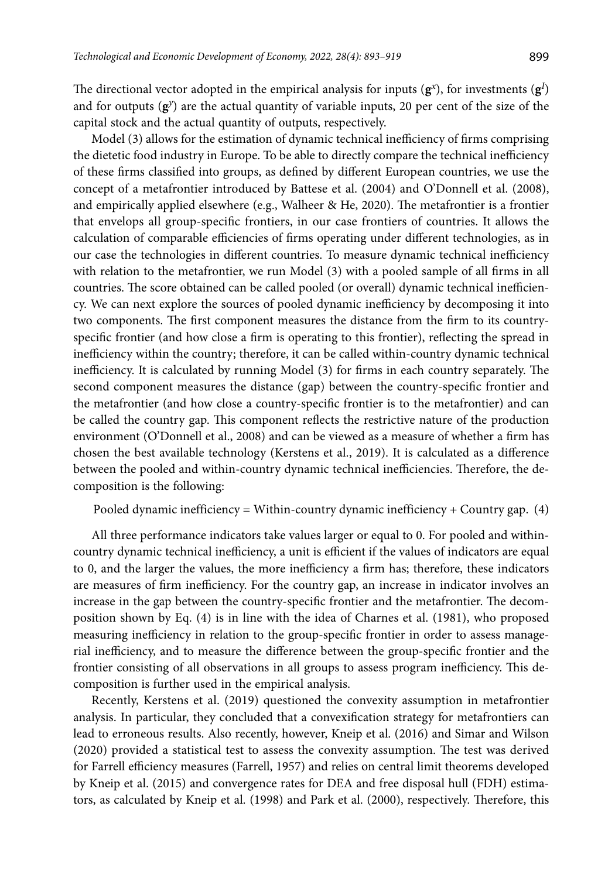The directional vector adopted in the empirical analysis for inputs ($\mathbf{g}^x$), for investments ($\mathbf{g}^I$) and for outputs ($\mathbf{g}^y$) are the actual quantity of variable inputs, 20 per cent of the size of the capital stock and the actual quantity of outputs, respectively.

Model (3) allows for the estimation of dynamic technical inefficiency of firms comprising the dietetic food industry in Europe. To be able to directly compare the technical inefficiency of these firms classified into groups, as defined by different European countries, we use the concept of a metafrontier introduced by Battese et al. (2004) and O'Donnell et al. (2008), and empirically applied elsewhere (e.g., Walheer & He, 2020). The metafrontier is a frontier that envelops all group-specific frontiers, in our case frontiers of countries. It allows the calculation of comparable efficiencies of firms operating under different technologies, as in our case the technologies in different countries. To measure dynamic technical inefficiency with relation to the metafrontier, we run Model (3) with a pooled sample of all firms in all countries. The score obtained can be called pooled (or overall) dynamic technical inefficiency. We can next explore the sources of pooled dynamic inefficiency by decomposing it into two components. The first component measures the distance from the firm to its country-specific frontier (and how close a firm is operating to this frontier), reflecting the spread in inefficiency within the country; therefore, it can be called within-country dynamic technical inefficiency. It is calculated by running Model (3) for firms in each country separately. The second component measures the distance (gap) between the country-specific frontier and the metafrontier (and how close a country-specific frontier is to the metafrontier) and can be called the country gap. This component reflects the restrictive nature of the production environment (O'Donnell et al., 2008) and can be viewed as a measure of whether a firm has chosen the best available technology (Kerstens et al., 2019). It is calculated as a difference between the pooled and within-country dynamic technical inefficiencies. Therefore, the decomposition is the following:

$$\text{Pooled dynamic inefficiency} = \text{Within-country dynamic inefficiency} + \text{Country gap}. \quad (4)$$

All three performance indicators take values larger or equal to 0. For pooled and within-country dynamic technical inefficiency, a unit is efficient if the values of indicators are equal to 0, and the larger the values, the more inefficiency a firm has; therefore, these indicators are measures of firm inefficiency. For the country gap, an increase in indicator involves an increase in the gap between the country-specific frontier and the metafrontier. The decomposition shown by Eq. (4) is in line with the idea of Charnes et al. (1981), who proposed measuring inefficiency in relation to the group-specific frontier in order to assess managerial inefficiency, and to measure the difference between the group-specific frontier and the frontier consisting of all observations in all groups to assess program inefficiency. This decomposition is further used in the empirical analysis.

Recently, Kerstens et al. (2019) questioned the convexity assumption in metafrontier analysis. In particular, they concluded that a convexification strategy for metafrontiers can lead to erroneous results. Also recently, however, Kneip et al. (2016) and Simar and Wilson (2020) provided a statistical test to assess the convexity assumption. The test was derived for Farrell efficiency measures (Farrell, 1957) and relies on central limit theorems developed by Kneip et al. (2015) and convergence rates for DEA and free disposal hull (FDH) estimators, as calculated by Kneip et al. (1998) and Park et al. (2000), respectively. Therefore, this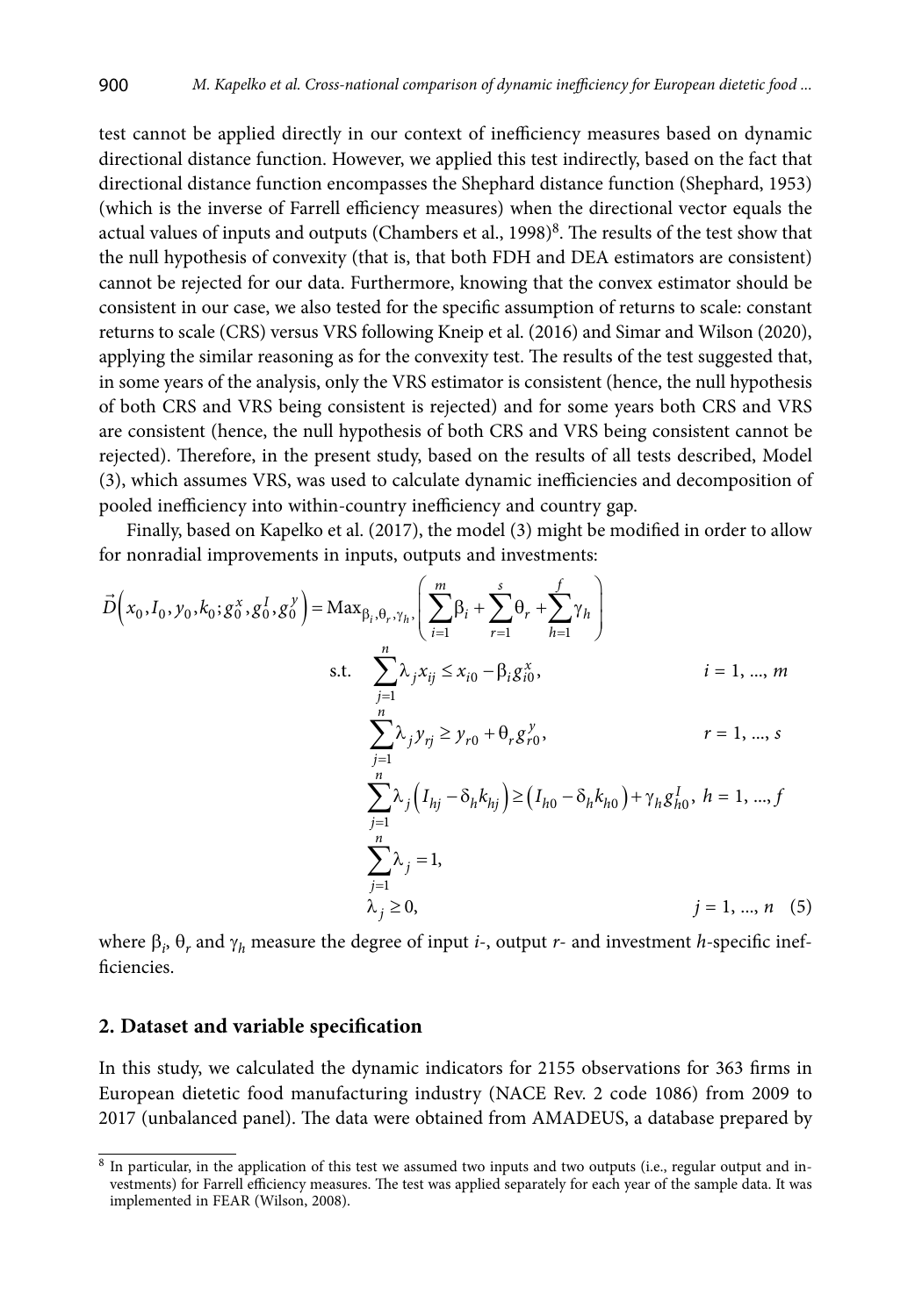test cannot be applied directly in our context of inefficiency measures based on dynamic directional distance function. However, we applied this test indirectly, based on the fact that directional distance function encompasses the Shephard distance function (Shephard, 1953) (which is the inverse of Farrell efficiency measures) when the directional vector equals the actual values of inputs and outputs (Chambers et al., 1998)[8]. The results of the test show that the null hypothesis of convexity (that is, that both FDH and DEA estimators are consistent) cannot be rejected for our data. Furthermore, knowing that the convex estimator should be consistent in our case, we also tested for the specific assumption of returns to scale: constant returns to scale (CRS) versus VRS following Kneip et al. (2016) and Simar and Wilson (2020), applying the similar reasoning as for the convexity test. The results of the test suggested that, in some years of the analysis, only the VRS estimator is consistent (hence, the null hypothesis of both CRS and VRS being consistent is rejected) and for some years both CRS and VRS are consistent (hence, the null hypothesis of both CRS and VRS being consistent cannot be rejected). Therefore, in the present study, based on the results of all tests described, Model (3), which assumes VRS, was used to calculate dynamic inefficiencies and decomposition of pooled inefficiency into within-country inefficiency and country gap.

Finally, based on Kapelko et al. (2017), the model (3) might be modified in order to allow for nonradial improvements in inputs, outputs and investments:

$$
\begin{aligned}
\vec{D}\left(x_0, I_0, y_0, k_0; g_0^x, g_0^I, g_0^y\right) = \operatorname{Max}_{\beta_i, \theta_r, \gamma_h,} & \left( \sum_{i=1}^{m} \beta_i + \sum_{r=1}^{s} \theta_r + \sum_{h=1}^{f} \gamma_h \right) \\
\text{s.t.} \quad & \sum_{j=1}^{n} \lambda_j x_{ij} \le x_{i0} - \beta_i g_{i0}^x, \qquad i = 1, ..., m \\
& \sum_{j=1}^{n} \lambda_j y_{rj} \ge y_{r0} + \theta_r g_{r0}^y, \qquad r = 1, ..., s \\
& \sum_{j=1}^{n} \lambda_j \left(I_{hj} - \delta_h k_{hj}\right) \ge \left(I_{h0} - \delta_h k_{h0}\right) + \gamma_h g_{h0}^I, \quad h = 1, ..., f \\
& \sum_{j=1}^{n} \lambda_j = 1, \\
& \lambda_j \ge 0, \qquad j = 1, ..., n \quad (5)
\end{aligned}
$$

where $\beta_i$, $\theta_r$ and $\gamma_h$ measure the degree of input *i*-, output *r*- and investment *h*-specific inefficiencies.

## 2. Dataset and variable specification

In this study, we calculated the dynamic indicators for 2155 observations for 363 firms in European dietetic food manufacturing industry (NACE Rev. 2 code 1086) from 2009 to 2017 (unbalanced panel). The data were obtained from AMADEUS, a database prepared by

[8] In particular, in the application of this test we assumed two inputs and two outputs (i.e., regular output and investments) for Farrell efficiency measures. The test was applied separately for each year of the sample data. It was implemented in FEAR (Wilson, 2008).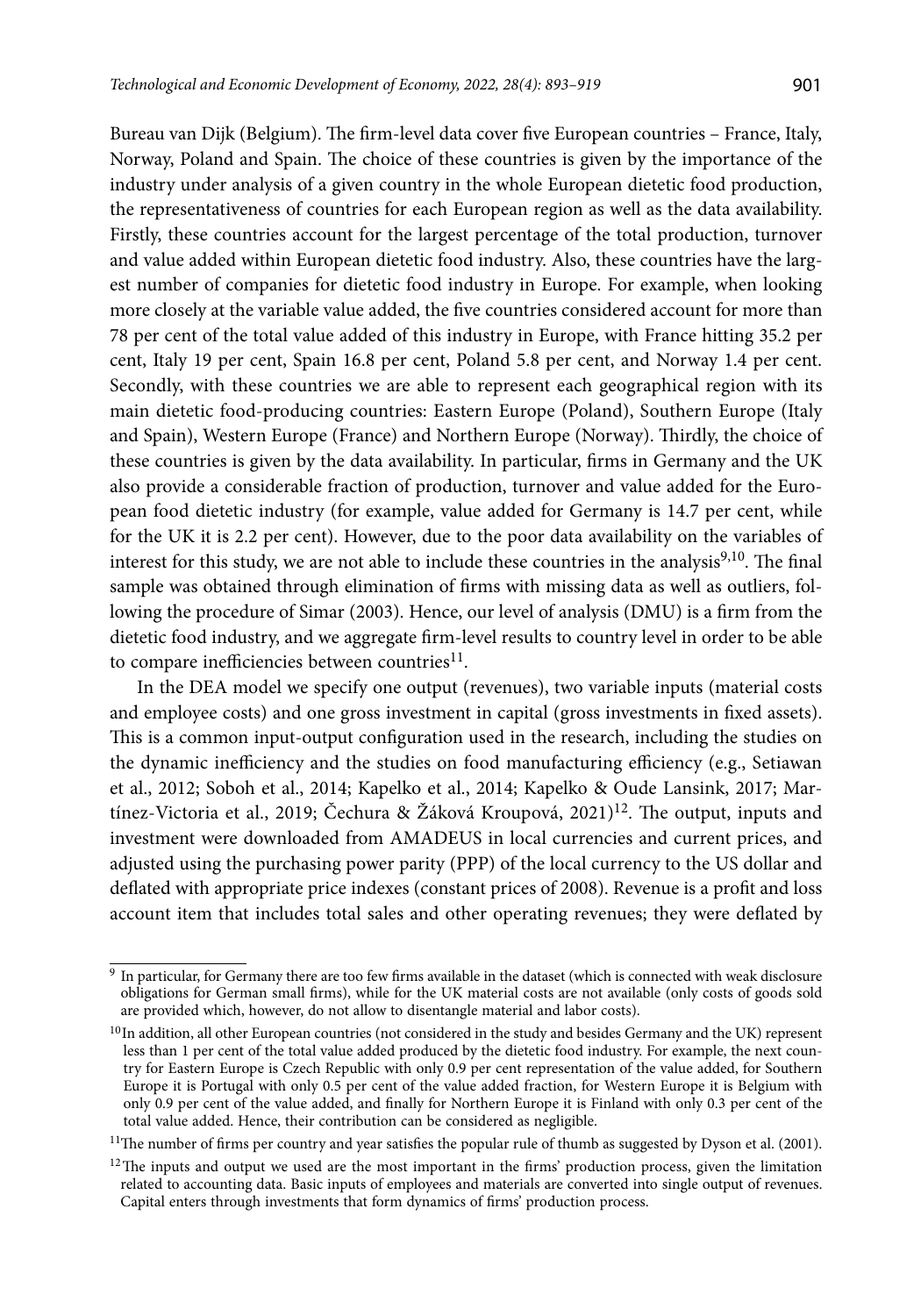Bureau van Dijk (Belgium). The firm-level data cover five European countries – France, Italy, Norway, Poland and Spain. The choice of these countries is given by the importance of the industry under analysis of a given country in the whole European dietetic food production, the representativeness of countries for each European region as well as the data availability. Firstly, these countries account for the largest percentage of the total production, turnover and value added within European dietetic food industry. Also, these countries have the largest number of companies for dietetic food industry in Europe. For example, when looking more closely at the variable value added, the five countries considered account for more than 78 per cent of the total value added of this industry in Europe, with France hitting 35.2 per cent, Italy 19 per cent, Spain 16.8 per cent, Poland 5.8 per cent, and Norway 1.4 per cent. Secondly, with these countries we are able to represent each geographical region with its main dietetic food-producing countries: Eastern Europe (Poland), Southern Europe (Italy and Spain), Western Europe (France) and Northern Europe (Norway). Thirdly, the choice of these countries is given by the data availability. In particular, firms in Germany and the UK also provide a considerable fraction of production, turnover and value added for the European food dietetic industry (for example, value added for Germany is 14.7 per cent, while for the UK it is 2.2 per cent). However, due to the poor data availability on the variables of interest for this study, we are not able to include these countries in the analysis[9,10]. The final sample was obtained through elimination of firms with missing data as well as outliers, following the procedure of Simar (2003). Hence, our level of analysis (DMU) is a firm from the dietetic food industry, and we aggregate firm-level results to country level in order to be able to compare inefficiencies between countries[11].

In the DEA model we specify one output (revenues), two variable inputs (material costs and employee costs) and one gross investment in capital (gross investments in fixed assets). This is a common input-output configuration used in the research, including the studies on the dynamic inefficiency and the studies on food manufacturing efficiency (e.g., Setiawan et al., 2012; Soboh et al., 2014; Kapelko et al., 2014; Kapelko & Oude Lansink, 2017; Martínez-Victoria et al., 2019; Čechura & Žáková Kroupová, 2021)[12]. The output, inputs and investment were downloaded from AMADEUS in local currencies and current prices, and adjusted using the purchasing power parity (PPP) of the local currency to the US dollar and deflated with appropriate price indexes (constant prices of 2008). Revenue is a profit and loss account item that includes total sales and other operating revenues; they were deflated by

---

[9] In particular, for Germany there are too few firms available in the dataset (which is connected with weak disclosure obligations for German small firms), while for the UK material costs are not available (only costs of goods sold are provided which, however, do not allow to disentangle material and labor costs).

[10] In addition, all other European countries (not considered in the study and besides Germany and the UK) represent less than 1 per cent of the total value added produced by the dietetic food industry. For example, the next country for Eastern Europe is Czech Republic with only 0.9 per cent representation of the value added, for Southern Europe it is Portugal with only 0.5 per cent of the value added fraction, for Western Europe it is Belgium with only 0.9 per cent of the value added, and finally for Northern Europe it is Finland with only 0.3 per cent of the total value added. Hence, their contribution can be considered as negligible.

[11] The number of firms per country and year satisfies the popular rule of thumb as suggested by Dyson et al. (2001).

[12] The inputs and output we used are the most important in the firms' production process, given the limitation related to accounting data. Basic inputs of employees and materials are converted into single output of revenues. Capital enters through investments that form dynamics of firms' production process.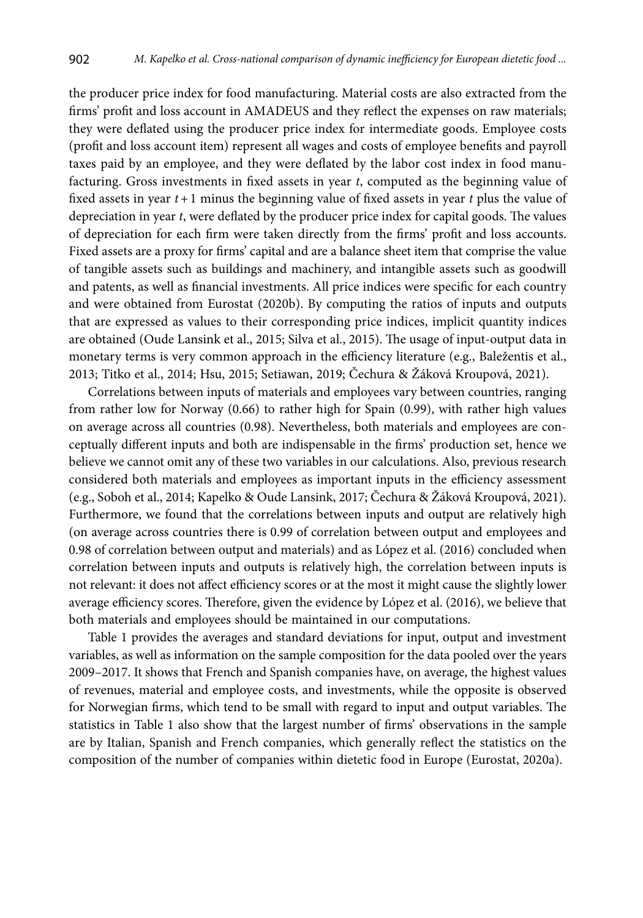the producer price index for food manufacturing. Material costs are also extracted from the firms' profit and loss account in AMADEUS and they reflect the expenses on raw materials; they were deflated using the producer price index for intermediate goods. Employee costs (profit and loss account item) represent all wages and costs of employee benefits and payroll taxes paid by an employee, and they were deflated by the labor cost index in food manufacturing. Gross investments in fixed assets in year *t*, computed as the beginning value of fixed assets in year $t+1$ minus the beginning value of fixed assets in year *t* plus the value of depreciation in year *t*, were deflated by the producer price index for capital goods. The values of depreciation for each firm were taken directly from the firms' profit and loss accounts. Fixed assets are a proxy for firms' capital and are a balance sheet item that comprise the value of tangible assets such as buildings and machinery, and intangible assets such as goodwill and patents, as well as financial investments. All price indices were specific for each country and were obtained from Eurostat (2020b). By computing the ratios of inputs and outputs that are expressed as values to their corresponding price indices, implicit quantity indices are obtained (Oude Lansink et al., 2015; Silva et al., 2015). The usage of input-output data in monetary terms is very common approach in the efficiency literature (e.g., Baležentis et al., 2013; Titko et al., 2014; Hsu, 2015; Setiawan, 2019; Čechura & Žáková Kroupová, 2021).

Correlations between inputs of materials and employees vary between countries, ranging from rather low for Norway (0.66) to rather high for Spain (0.99), with rather high values on average across all countries (0.98). Nevertheless, both materials and employees are conceptually different inputs and both are indispensable in the firms' production set, hence we believe we cannot omit any of these two variables in our calculations. Also, previous research considered both materials and employees as important inputs in the efficiency assessment (e.g., Soboh et al., 2014; Kapelko & Oude Lansink, 2017; Čechura & Žáková Kroupová, 2021). Furthermore, we found that the correlations between inputs and output are relatively high (on average across countries there is 0.99 of correlation between output and employees and 0.98 of correlation between output and materials) and as López et al. (2016) concluded when correlation between inputs and outputs is relatively high, the correlation between inputs is not relevant: it does not affect efficiency scores or at the most it might cause the slightly lower average efficiency scores. Therefore, given the evidence by López et al. (2016), we believe that both materials and employees should be maintained in our computations.

Table 1 provides the averages and standard deviations for input, output and investment variables, as well as information on the sample composition for the data pooled over the years 2009–2017. It shows that French and Spanish companies have, on average, the highest values of revenues, material and employee costs, and investments, while the opposite is observed for Norwegian firms, which tend to be small with regard to input and output variables. The statistics in Table 1 also show that the largest number of firms' observations in the sample are by Italian, Spanish and French companies, which generally reflect the statistics on the composition of the number of companies within dietetic food in Europe (Eurostat, 2020a).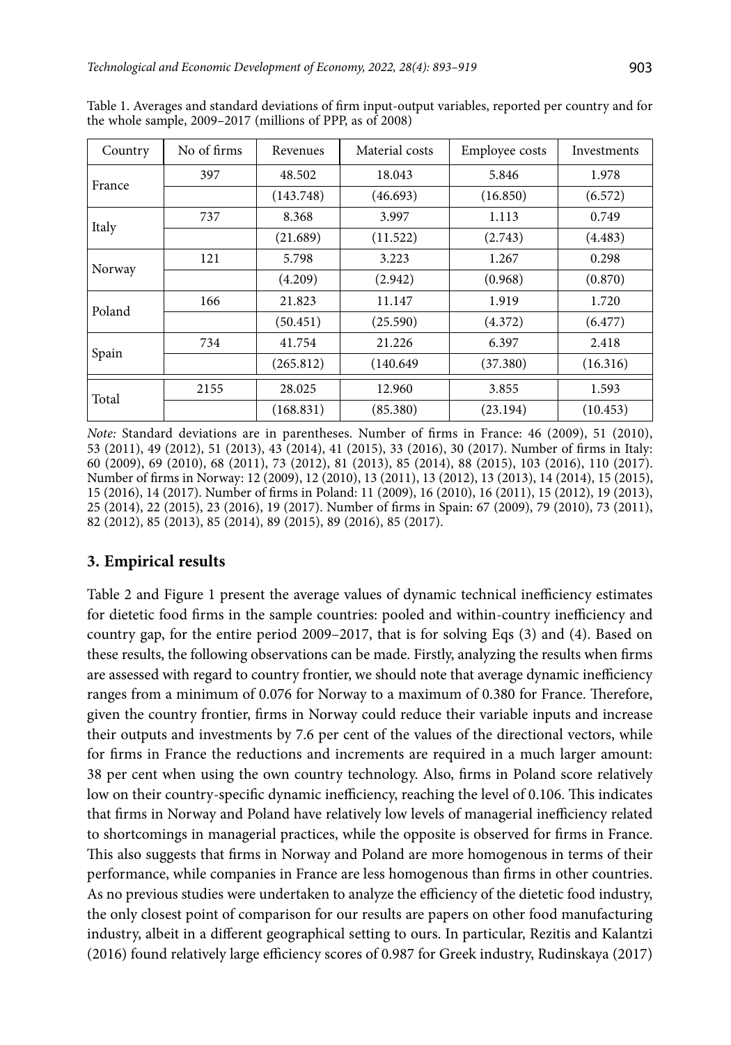Table 1. Averages and standard deviations of firm input-output variables, reported per country and for the whole sample, 2009–2017 (millions of PPP, as of 2008)

| Country | No of firms | Revenues | Material costs | Employee costs | Investments |
|---|---|---|---|---|---|
| France | 397 | 48.502 | 18.043 | 5.846 | 1.978 |
| | | (143.748) | (46.693) | (16.850) | (6.572) |
| Italy | 737 | 8.368 | 3.997 | 1.113 | 0.749 |
| | | (21.689) | (11.522) | (2.743) | (4.483) |
| Norway | 121 | 5.798 | 3.223 | 1.267 | 0.298 |
| | | (4.209) | (2.942) | (0.968) | (0.870) |
| Poland | 166 | 21.823 | 11.147 | 1.919 | 1.720 |
| | | (50.451) | (25.590) | (4.372) | (6.477) |
| Spain | 734 | 41.754 | 21.226 | 6.397 | 2.418 |
| | | (265.812) | (140.649 | (37.380) | (16.316) |
| Total | 2155 | 28.025 | 12.960 | 3.855 | 1.593 |
| | | (168.831) | (85.380) | (23.194) | (10.453) |

*Note:* Standard deviations are in parentheses. Number of firms in France: 46 (2009), 51 (2010), 53 (2011), 49 (2012), 51 (2013), 43 (2014), 41 (2015), 33 (2016), 30 (2017). Number of firms in Italy: 60 (2009), 69 (2010), 68 (2011), 73 (2012), 81 (2013), 85 (2014), 88 (2015), 103 (2016), 110 (2017). Number of firms in Norway: 12 (2009), 12 (2010), 13 (2011), 13 (2012), 13 (2013), 14 (2014), 15 (2015), 15 (2016), 14 (2017). Number of firms in Poland: 11 (2009), 16 (2010), 16 (2011), 15 (2012), 19 (2013), 25 (2014), 22 (2015), 23 (2016), 19 (2017). Number of firms in Spain: 67 (2009), 79 (2010), 73 (2011), 82 (2012), 85 (2013), 85 (2014), 89 (2015), 89 (2016), 85 (2017).

## 3. Empirical results

Table 2 and Figure 1 present the average values of dynamic technical inefficiency estimates for dietetic food firms in the sample countries: pooled and within-country inefficiency and country gap, for the entire period 2009–2017, that is for solving Eqs (3) and (4). Based on these results, the following observations can be made. Firstly, analyzing the results when firms are assessed with regard to country frontier, we should note that average dynamic inefficiency ranges from a minimum of 0.076 for Norway to a maximum of 0.380 for France. Therefore, given the country frontier, firms in Norway could reduce their variable inputs and increase their outputs and investments by 7.6 per cent of the values of the directional vectors, while for firms in France the reductions and increments are required in a much larger amount: 38 per cent when using the own country technology. Also, firms in Poland score relatively low on their country-specific dynamic inefficiency, reaching the level of 0.106. This indicates that firms in Norway and Poland have relatively low levels of managerial inefficiency related to shortcomings in managerial practices, while the opposite is observed for firms in France. This also suggests that firms in Norway and Poland are more homogenous in terms of their performance, while companies in France are less homogenous than firms in other countries. As no previous studies were undertaken to analyze the efficiency of the dietetic food industry, the only closest point of comparison for our results are papers on other food manufacturing industry, albeit in a different geographical setting to ours. In particular, Rezitis and Kalantzi (2016) found relatively large efficiency scores of 0.987 for Greek industry, Rudinskaya (2017)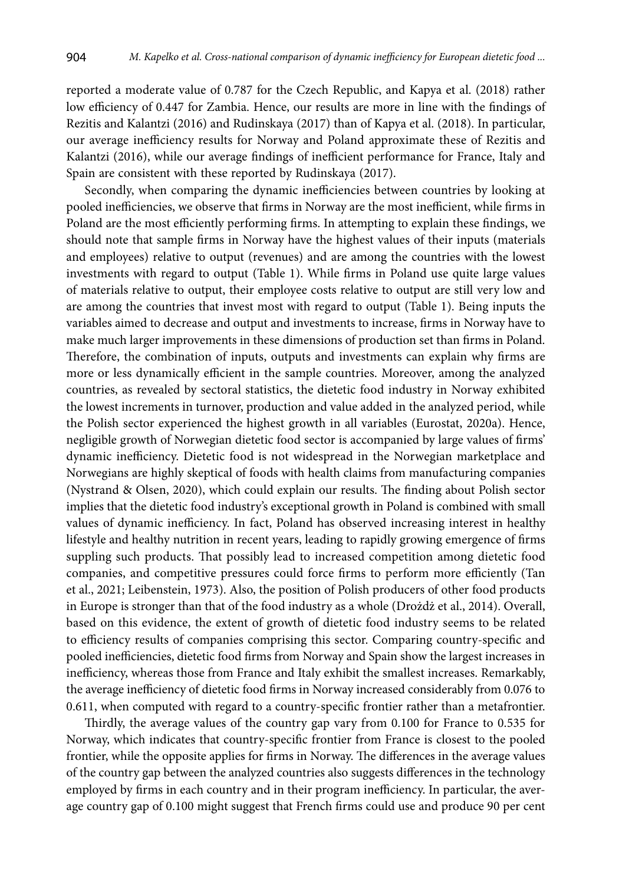reported a moderate value of 0.787 for the Czech Republic, and Kapya et al. (2018) rather low efficiency of 0.447 for Zambia. Hence, our results are more in line with the findings of Rezitis and Kalantzi (2016) and Rudinskaya (2017) than of Kapya et al. (2018). In particular, our average inefficiency results for Norway and Poland approximate these of Rezitis and Kalantzi (2016), while our average findings of inefficient performance for France, Italy and Spain are consistent with these reported by Rudinskaya (2017).

Secondly, when comparing the dynamic inefficiencies between countries by looking at pooled inefficiencies, we observe that firms in Norway are the most inefficient, while firms in Poland are the most efficiently performing firms. In attempting to explain these findings, we should note that sample firms in Norway have the highest values of their inputs (materials and employees) relative to output (revenues) and are among the countries with the lowest investments with regard to output (Table 1). While firms in Poland use quite large values of materials relative to output, their employee costs relative to output are still very low and are among the countries that invest most with regard to output (Table 1). Being inputs the variables aimed to decrease and output and investments to increase, firms in Norway have to make much larger improvements in these dimensions of production set than firms in Poland. Therefore, the combination of inputs, outputs and investments can explain why firms are more or less dynamically efficient in the sample countries. Moreover, among the analyzed countries, as revealed by sectoral statistics, the dietetic food industry in Norway exhibited the lowest increments in turnover, production and value added in the analyzed period, while the Polish sector experienced the highest growth in all variables (Eurostat, 2020a). Hence, negligible growth of Norwegian dietetic food sector is accompanied by large values of firms' dynamic inefficiency. Dietetic food is not widespread in the Norwegian marketplace and Norwegians are highly skeptical of foods with health claims from manufacturing companies (Nystrand & Olsen, 2020), which could explain our results. The finding about Polish sector implies that the dietetic food industry's exceptional growth in Poland is combined with small values of dynamic inefficiency. In fact, Poland has observed increasing interest in healthy lifestyle and healthy nutrition in recent years, leading to rapidly growing emergence of firms suppling such products. That possibly lead to increased competition among dietetic food companies, and competitive pressures could force firms to perform more efficiently (Tan et al., 2021; Leibenstein, 1973). Also, the position of Polish producers of other food products in Europe is stronger than that of the food industry as a whole (Drożdż et al., 2014). Overall, based on this evidence, the extent of growth of dietetic food industry seems to be related to efficiency results of companies comprising this sector. Comparing country-specific and pooled inefficiencies, dietetic food firms from Norway and Spain show the largest increases in inefficiency, whereas those from France and Italy exhibit the smallest increases. Remarkably, the average inefficiency of dietetic food firms in Norway increased considerably from 0.076 to 0.611, when computed with regard to a country-specific frontier rather than a metafrontier.

Thirdly, the average values of the country gap vary from 0.100 for France to 0.535 for Norway, which indicates that country-specific frontier from France is closest to the pooled frontier, while the opposite applies for firms in Norway. The differences in the average values of the country gap between the analyzed countries also suggests differences in the technology employed by firms in each country and in their program inefficiency. In particular, the average country gap of 0.100 might suggest that French firms could use and produce 90 per cent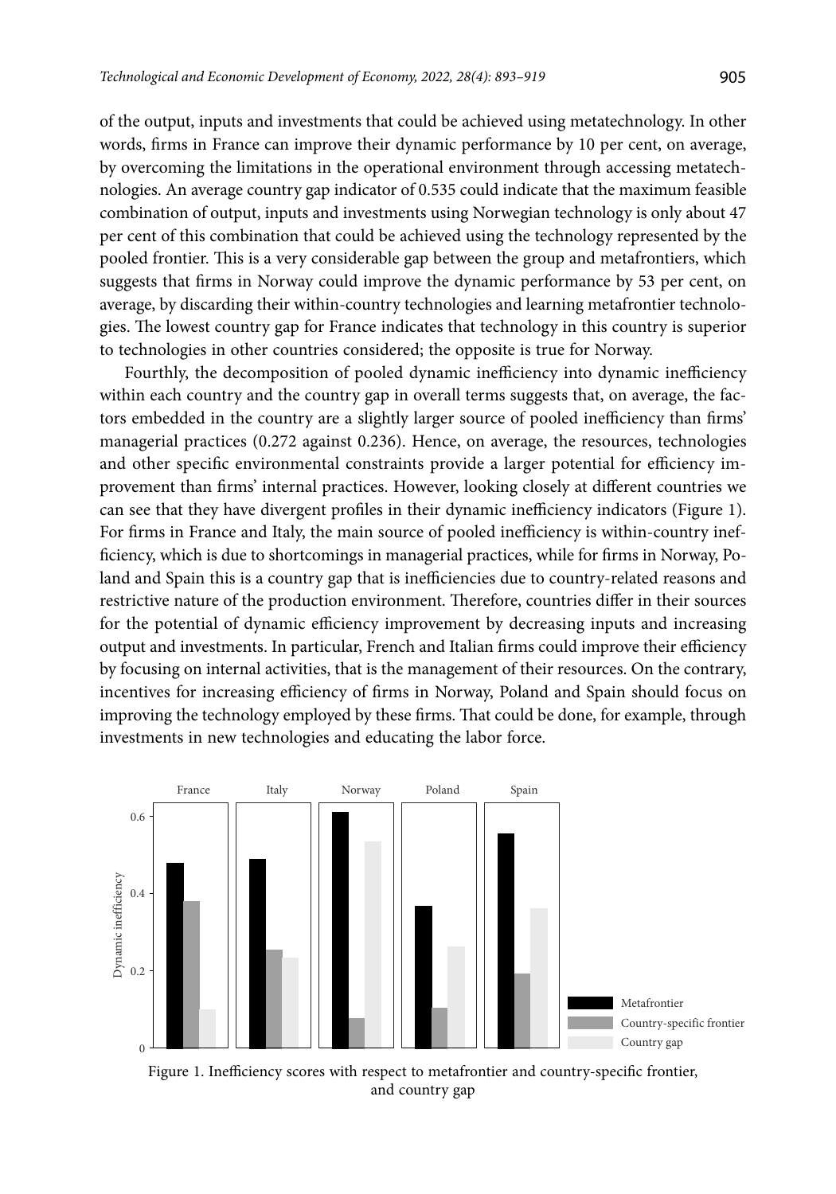of the output, inputs and investments that could be achieved using metatechnology. In other words, firms in France can improve their dynamic performance by 10 per cent, on average, by overcoming the limitations in the operational environment through accessing metatechnologies. An average country gap indicator of 0.535 could indicate that the maximum feasible combination of output, inputs and investments using Norwegian technology is only about 47 per cent of this combination that could be achieved using the technology represented by the pooled frontier. This is a very considerable gap between the group and metafrontiers, which suggests that firms in Norway could improve the dynamic performance by 53 per cent, on average, by discarding their within-country technologies and learning metafrontier technologies. The lowest country gap for France indicates that technology in this country is superior to technologies in other countries considered; the opposite is true for Norway.

Fourthly, the decomposition of pooled dynamic inefficiency into dynamic inefficiency within each country and the country gap in overall terms suggests that, on average, the factors embedded in the country are a slightly larger source of pooled inefficiency than firms' managerial practices (0.272 against 0.236). Hence, on average, the resources, technologies and other specific environmental constraints provide a larger potential for efficiency improvement than firms' internal practices. However, looking closely at different countries we can see that they have divergent profiles in their dynamic inefficiency indicators (Figure 1). For firms in France and Italy, the main source of pooled inefficiency is within-country inefficiency, which is due to shortcomings in managerial practices, while for firms in Norway, Poland and Spain this is a country gap that is inefficiencies due to country-related reasons and restrictive nature of the production environment. Therefore, countries differ in their sources for the potential of dynamic efficiency improvement by decreasing inputs and increasing output and investments. In particular, French and Italian firms could improve their efficiency by focusing on internal activities, that is the management of their resources. On the contrary, incentives for increasing efficiency of firms in Norway, Poland and Spain should focus on improving the technology employed by these firms. That could be done, for example, through investments in new technologies and educating the labor force.

Figure 1. Inefficiency scores with respect to metafrontier and country-specific frontier, and country gap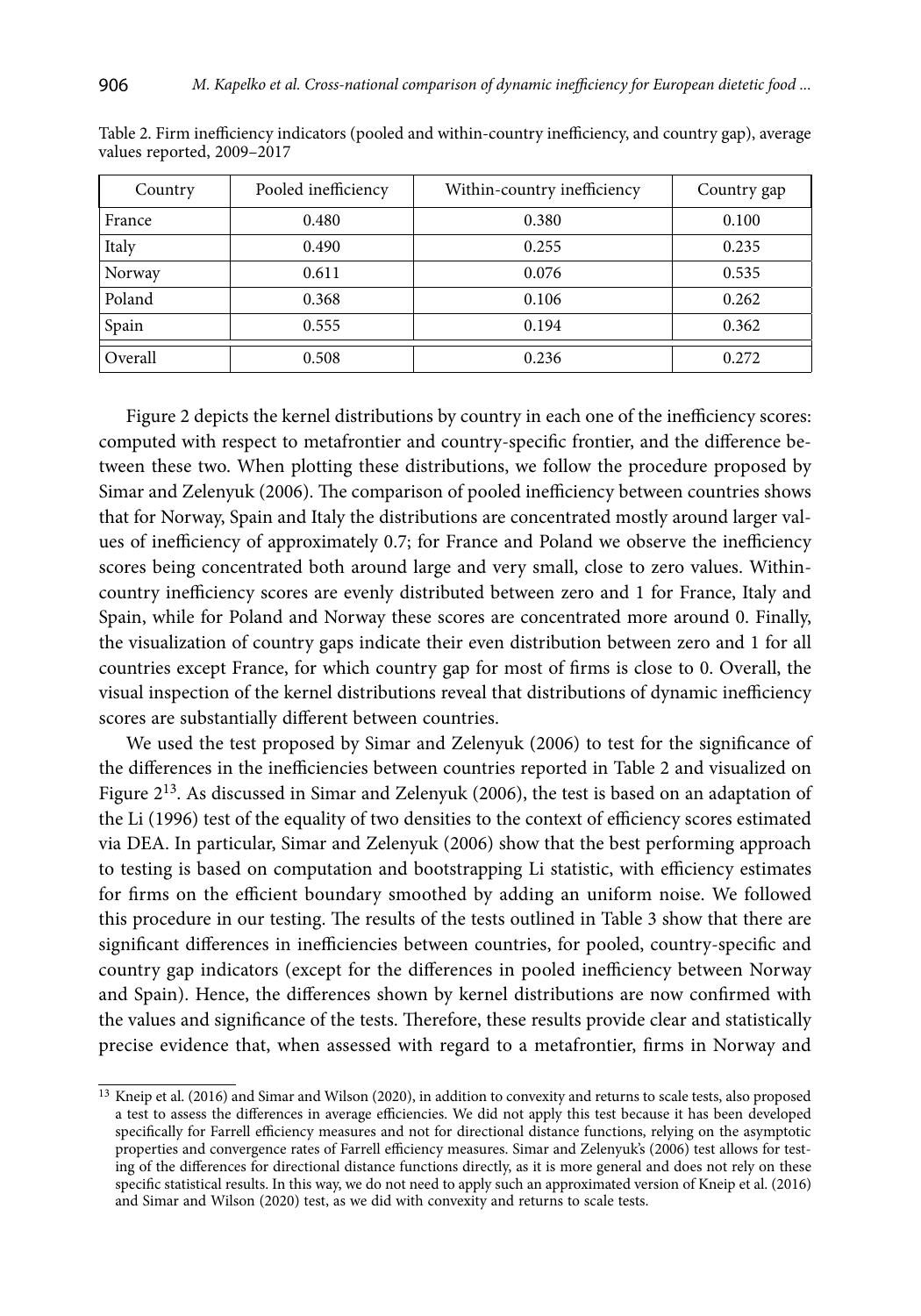Table 2. Firm inefficiency indicators (pooled and within-country inefficiency, and country gap), average values reported, 2009–2017

| Country | Pooled inefficiency | Within-country inefficiency | Country gap |
|---|---|---|---|
| France | 0.480 | 0.380 | 0.100 |
| Italy | 0.490 | 0.255 | 0.235 |
| Norway | 0.611 | 0.076 | 0.535 |
| Poland | 0.368 | 0.106 | 0.262 |
| Spain | 0.555 | 0.194 | 0.362 |
| Overall | 0.508 | 0.236 | 0.272 |

Figure 2 depicts the kernel distributions by country in each one of the inefficiency scores: computed with respect to metafrontier and country-specific frontier, and the difference between these two. When plotting these distributions, we follow the procedure proposed by Simar and Zelenyuk (2006). The comparison of pooled inefficiency between countries shows that for Norway, Spain and Italy the distributions are concentrated mostly around larger values of inefficiency of approximately 0.7; for France and Poland we observe the inefficiency scores being concentrated both around large and very small, close to zero values. Within-country inefficiency scores are evenly distributed between zero and 1 for France, Italy and Spain, while for Poland and Norway these scores are concentrated more around 0. Finally, the visualization of country gaps indicate their even distribution between zero and 1 for all countries except France, for which country gap for most of firms is close to 0. Overall, the visual inspection of the kernel distributions reveal that distributions of dynamic inefficiency scores are substantially different between countries.

We used the test proposed by Simar and Zelenyuk (2006) to test for the significance of the differences in the inefficiencies between countries reported in Table 2 and visualized on Figure 2[13]. As discussed in Simar and Zelenyuk (2006), the test is based on an adaptation of the Li (1996) test of the equality of two densities to the context of efficiency scores estimated via DEA. In particular, Simar and Zelenyuk (2006) show that the best performing approach to testing is based on computation and bootstrapping Li statistic, with efficiency estimates for firms on the efficient boundary smoothed by adding an uniform noise. We followed this procedure in our testing. The results of the tests outlined in Table 3 show that there are significant differences in inefficiencies between countries, for pooled, country-specific and country gap indicators (except for the differences in pooled inefficiency between Norway and Spain). Hence, the differences shown by kernel distributions are now confirmed with the values and significance of the tests. Therefore, these results provide clear and statistically precise evidence that, when assessed with regard to a metafrontier, firms in Norway and

[13] Kneip et al. (2016) and Simar and Wilson (2020), in addition to convexity and returns to scale tests, also proposed a test to assess the differences in average efficiencies. We did not apply this test because it has been developed specifically for Farrell efficiency measures and not for directional distance functions, relying on the asymptotic properties and convergence rates of Farrell efficiency measures. Simar and Zelenyuk's (2006) test allows for testing of the differences for directional distance functions directly, as it is more general and does not rely on these specific statistical results. In this way, we do not need to apply such an approximated version of Kneip et al. (2016) and Simar and Wilson (2020) test, as we did with convexity and returns to scale tests.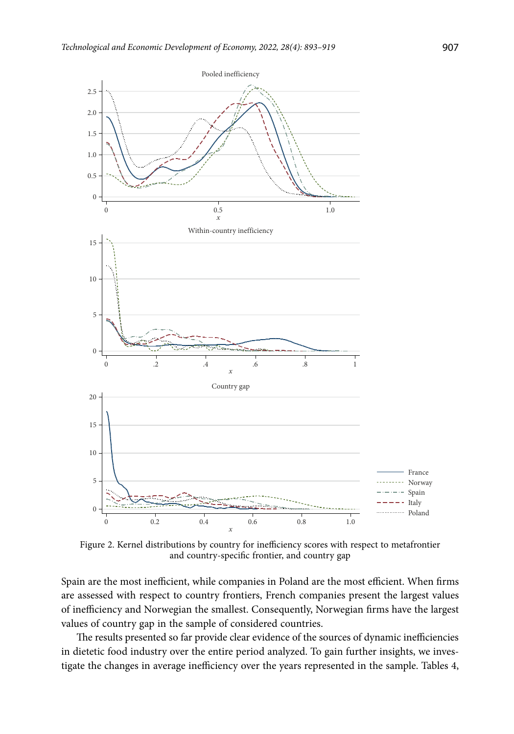Figure 2. Kernel distributions by country for inefficiency scores with respect to metafrontier and country-specific frontier, and country gap

Spain are the most inefficient, while companies in Poland are the most efficient. When firms are assessed with respect to country frontiers, French companies present the largest values of inefficiency and Norwegian the smallest. Consequently, Norwegian firms have the largest values of country gap in the sample of considered countries.

The results presented so far provide clear evidence of the sources of dynamic inefficiencies in dietetic food industry over the entire period analyzed. To gain further insights, we investigate the changes in average inefficiency over the years represented in the sample. Tables 4,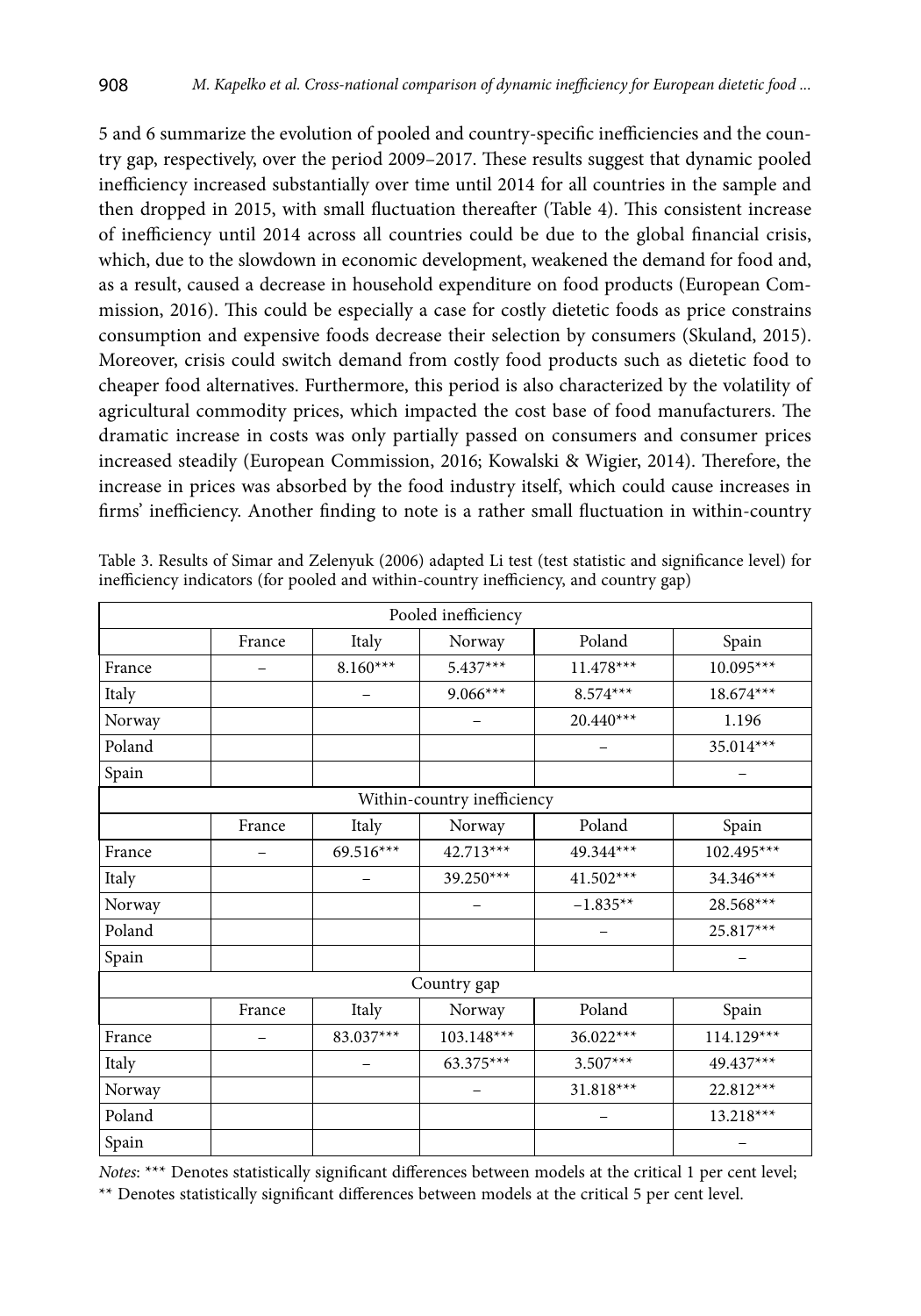5 and 6 summarize the evolution of pooled and country-specific inefficiencies and the country gap, respectively, over the period 2009–2017. These results suggest that dynamic pooled inefficiency increased substantially over time until 2014 for all countries in the sample and then dropped in 2015, with small fluctuation thereafter (Table 4). This consistent increase of inefficiency until 2014 across all countries could be due to the global financial crisis, which, due to the slowdown in economic development, weakened the demand for food and, as a result, caused a decrease in household expenditure on food products (European Commission, 2016). This could be especially a case for costly dietetic foods as price constrains consumption and expensive foods decrease their selection by consumers (Skuland, 2015). Moreover, crisis could switch demand from costly food products such as dietetic food to cheaper food alternatives. Furthermore, this period is also characterized by the volatility of agricultural commodity prices, which impacted the cost base of food manufacturers. The dramatic increase in costs was only partially passed on consumers and consumer prices increased steadily (European Commission, 2016; Kowalski & Wigier, 2014). Therefore, the increase in prices was absorbed by the food industry itself, which could cause increases in firms' inefficiency. Another finding to note is a rather small fluctuation in within-country

Table 3. Results of Simar and Zelenyuk (2006) adapted Li test (test statistic and significance level) for inefficiency indicators (for pooled and within-country inefficiency, and country gap)

| Pooled inefficiency | | | | | |
|---|---|---|---|---|---|
| | France | Italy | Norway | Poland | Spain |
| France | – | 8.160*** | 5.437*** | 11.478*** | 10.095*** |
| Italy | | – | 9.066*** | 8.574*** | 18.674*** |
| Norway | | | – | 20.440*** | 1.196 |
| Poland | | | | – | 35.014*** |
| Spain | | | | | – |
| **Within-country inefficiency** | | | | | |
| | France | Italy | Norway | Poland | Spain |
| France | – | 69.516*** | 42.713*** | 49.344*** | 102.495*** |
| Italy | | – | 39.250*** | 41.502*** | 34.346*** |
| Norway | | | – | –1.835** | 28.568*** |
| Poland | | | | – | 25.817*** |
| Spain | | | | | – |
| **Country gap** | | | | | |
| | France | Italy | Norway | Poland | Spain |
| France | – | 83.037*** | 103.148*** | 36.022*** | 114.129*** |
| Italy | | – | 63.375*** | 3.507*** | 49.437*** |
| Norway | | | – | 31.818*** | 22.812*** |
| Poland | | | | – | 13.218*** |
| Spain | | | | | – |

*Notes*: *** Denotes statistically significant differences between models at the critical 1 per cent level; ** Denotes statistically significant differences between models at the critical 5 per cent level.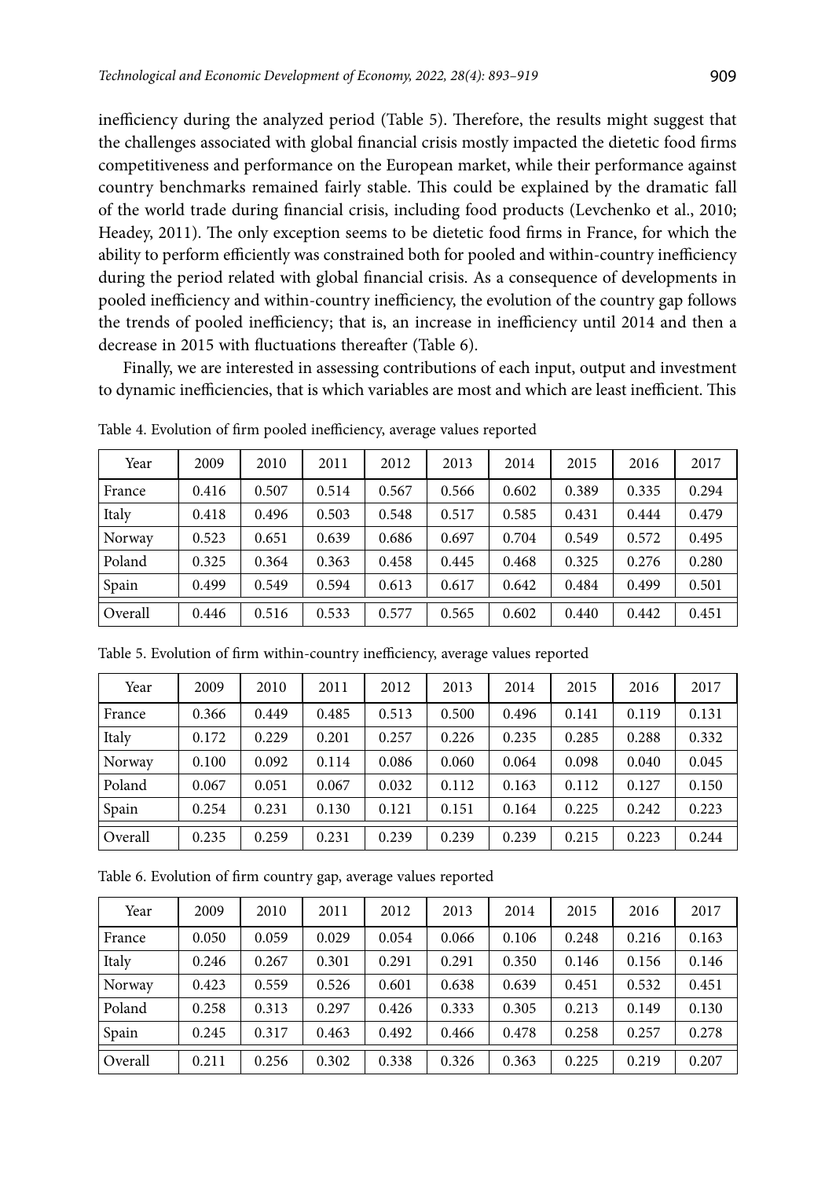inefficiency during the analyzed period (Table 5). Therefore, the results might suggest that the challenges associated with global financial crisis mostly impacted the dietetic food firms competitiveness and performance on the European market, while their performance against country benchmarks remained fairly stable. This could be explained by the dramatic fall of the world trade during financial crisis, including food products (Levchenko et al., 2010; Headey, 2011). The only exception seems to be dietetic food firms in France, for which the ability to perform efficiently was constrained both for pooled and within-country inefficiency during the period related with global financial crisis. As a consequence of developments in pooled inefficiency and within-country inefficiency, the evolution of the country gap follows the trends of pooled inefficiency; that is, an increase in inefficiency until 2014 and then a decrease in 2015 with fluctuations thereafter (Table 6).

Finally, we are interested in assessing contributions of each input, output and investment to dynamic inefficiencies, that is which variables are most and which are least inefficient. This

Table 4. Evolution of firm pooled inefficiency, average values reported

| Year | 2009 | 2010 | 2011 | 2012 | 2013 | 2014 | 2015 | 2016 | 2017 |
|---|---|---|---|---|---|---|---|---|---|
| France | 0.416 | 0.507 | 0.514 | 0.567 | 0.566 | 0.602 | 0.389 | 0.335 | 0.294 |
| Italy | 0.418 | 0.496 | 0.503 | 0.548 | 0.517 | 0.585 | 0.431 | 0.444 | 0.479 |
| Norway | 0.523 | 0.651 | 0.639 | 0.686 | 0.697 | 0.704 | 0.549 | 0.572 | 0.495 |
| Poland | 0.325 | 0.364 | 0.363 | 0.458 | 0.445 | 0.468 | 0.325 | 0.276 | 0.280 |
| Spain | 0.499 | 0.549 | 0.594 | 0.613 | 0.617 | 0.642 | 0.484 | 0.499 | 0.501 |
| Overall | 0.446 | 0.516 | 0.533 | 0.577 | 0.565 | 0.602 | 0.440 | 0.442 | 0.451 |

Table 5. Evolution of firm within-country inefficiency, average values reported

| Year | 2009 | 2010 | 2011 | 2012 | 2013 | 2014 | 2015 | 2016 | 2017 |
|---|---|---|---|---|---|---|---|---|---|
| France | 0.366 | 0.449 | 0.485 | 0.513 | 0.500 | 0.496 | 0.141 | 0.119 | 0.131 |
| Italy | 0.172 | 0.229 | 0.201 | 0.257 | 0.226 | 0.235 | 0.285 | 0.288 | 0.332 |
| Norway | 0.100 | 0.092 | 0.114 | 0.086 | 0.060 | 0.064 | 0.098 | 0.040 | 0.045 |
| Poland | 0.067 | 0.051 | 0.067 | 0.032 | 0.112 | 0.163 | 0.112 | 0.127 | 0.150 |
| Spain | 0.254 | 0.231 | 0.130 | 0.121 | 0.151 | 0.164 | 0.225 | 0.242 | 0.223 |
| Overall | 0.235 | 0.259 | 0.231 | 0.239 | 0.239 | 0.239 | 0.215 | 0.223 | 0.244 |

Table 6. Evolution of firm country gap, average values reported

| Year | 2009 | 2010 | 2011 | 2012 | 2013 | 2014 | 2015 | 2016 | 2017 |
|---|---|---|---|---|---|---|---|---|---|
| France | 0.050 | 0.059 | 0.029 | 0.054 | 0.066 | 0.106 | 0.248 | 0.216 | 0.163 |
| Italy | 0.246 | 0.267 | 0.301 | 0.291 | 0.291 | 0.350 | 0.146 | 0.156 | 0.146 |
| Norway | 0.423 | 0.559 | 0.526 | 0.601 | 0.638 | 0.639 | 0.451 | 0.532 | 0.451 |
| Poland | 0.258 | 0.313 | 0.297 | 0.426 | 0.333 | 0.305 | 0.213 | 0.149 | 0.130 |
| Spain | 0.245 | 0.317 | 0.463 | 0.492 | 0.466 | 0.478 | 0.258 | 0.257 | 0.278 |
| Overall | 0.211 | 0.256 | 0.302 | 0.338 | 0.326 | 0.363 | 0.225 | 0.219 | 0.207 |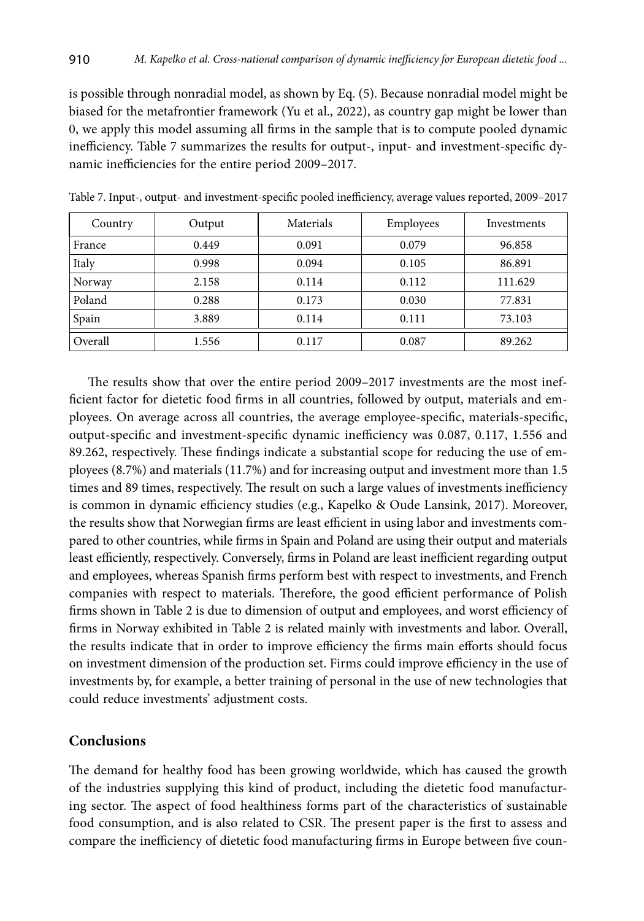is possible through nonradial model, as shown by Eq. (5). Because nonradial model might be biased for the metafrontier framework (Yu et al., 2022), as country gap might be lower than 0, we apply this model assuming all firms in the sample that is to compute pooled dynamic inefficiency. Table 7 summarizes the results for output-, input- and investment-specific dynamic inefficiencies for the entire period 2009–2017.

Table 7. Input-, output- and investment-specific pooled inefficiency, average values reported, 2009–2017

| Country | Output | Materials | Employees | Investments |
|---|---|---|---|---|
| France | 0.449 | 0.091 | 0.079 | 96.858 |
| Italy | 0.998 | 0.094 | 0.105 | 86.891 |
| Norway | 2.158 | 0.114 | 0.112 | 111.629 |
| Poland | 0.288 | 0.173 | 0.030 | 77.831 |
| Spain | 3.889 | 0.114 | 0.111 | 73.103 |
| Overall | 1.556 | 0.117 | 0.087 | 89.262 |

The results show that over the entire period 2009–2017 investments are the most inefficient factor for dietetic food firms in all countries, followed by output, materials and employees. On average across all countries, the average employee-specific, materials-specific, output-specific and investment-specific dynamic inefficiency was 0.087, 0.117, 1.556 and 89.262, respectively. These findings indicate a substantial scope for reducing the use of employees (8.7%) and materials (11.7%) and for increasing output and investment more than 1.5 times and 89 times, respectively. The result on such a large values of investments inefficiency is common in dynamic efficiency studies (e.g., Kapelko & Oude Lansink, 2017). Moreover, the results show that Norwegian firms are least efficient in using labor and investments compared to other countries, while firms in Spain and Poland are using their output and materials least efficiently, respectively. Conversely, firms in Poland are least inefficient regarding output and employees, whereas Spanish firms perform best with respect to investments, and French companies with respect to materials. Therefore, the good efficient performance of Polish firms shown in Table 2 is due to dimension of output and employees, and worst efficiency of firms in Norway exhibited in Table 2 is related mainly with investments and labor. Overall, the results indicate that in order to improve efficiency the firms main efforts should focus on investment dimension of the production set. Firms could improve efficiency in the use of investments by, for example, a better training of personal in the use of new technologies that could reduce investments' adjustment costs.

## Conclusions

The demand for healthy food has been growing worldwide, which has caused the growth of the industries supplying this kind of product, including the dietetic food manufacturing sector. The aspect of food healthiness forms part of the characteristics of sustainable food consumption, and is also related to CSR. The present paper is the first to assess and compare the inefficiency of dietetic food manufacturing firms in Europe between five coun-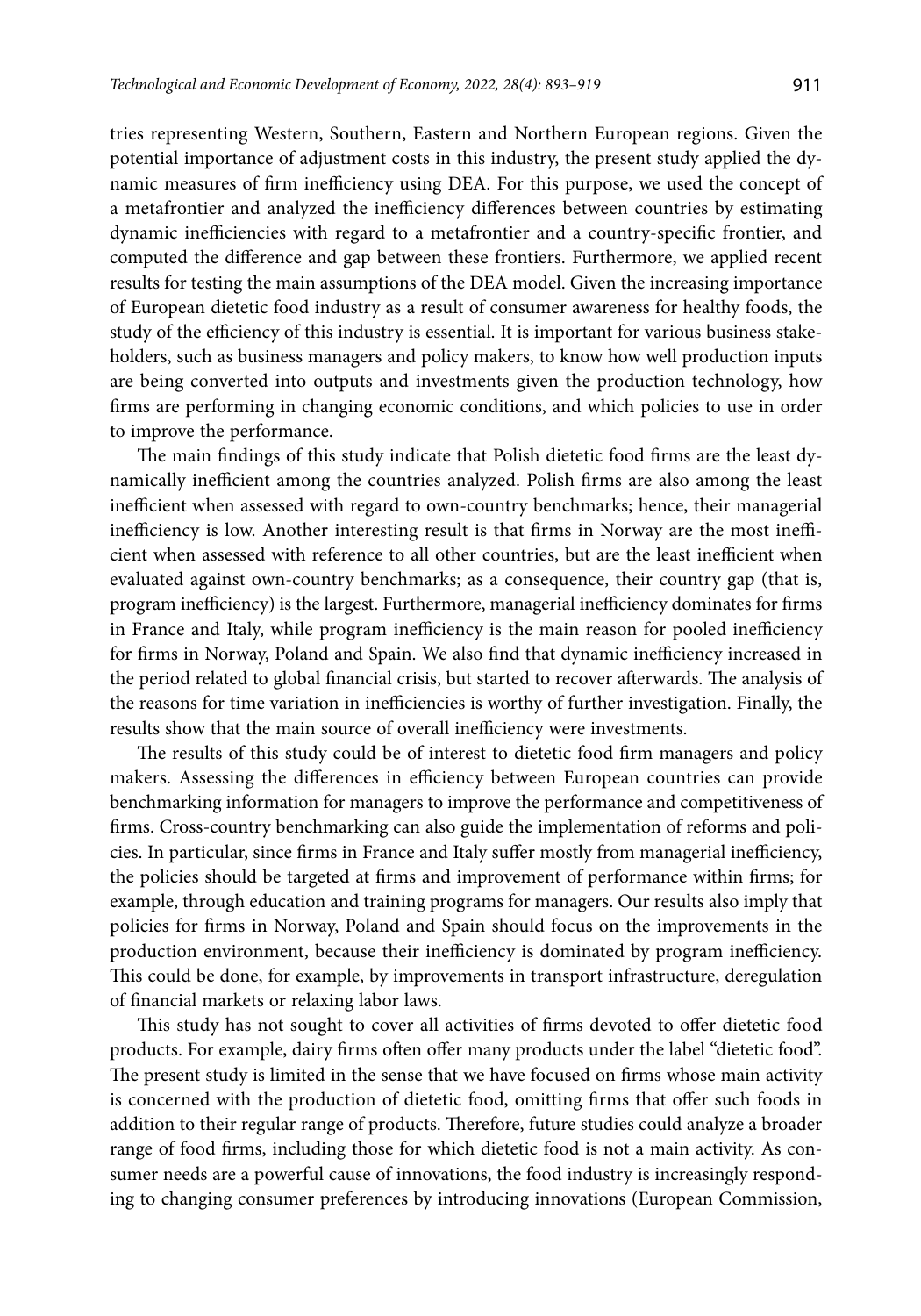tries representing Western, Southern, Eastern and Northern European regions. Given the potential importance of adjustment costs in this industry, the present study applied the dynamic measures of firm inefficiency using DEA. For this purpose, we used the concept of a metafrontier and analyzed the inefficiency differences between countries by estimating dynamic inefficiencies with regard to a metafrontier and a country-specific frontier, and computed the difference and gap between these frontiers. Furthermore, we applied recent results for testing the main assumptions of the DEA model. Given the increasing importance of European dietetic food industry as a result of consumer awareness for healthy foods, the study of the efficiency of this industry is essential. It is important for various business stakeholders, such as business managers and policy makers, to know how well production inputs are being converted into outputs and investments given the production technology, how firms are performing in changing economic conditions, and which policies to use in order to improve the performance.

The main findings of this study indicate that Polish dietetic food firms are the least dynamically inefficient among the countries analyzed. Polish firms are also among the least inefficient when assessed with regard to own-country benchmarks; hence, their managerial inefficiency is low. Another interesting result is that firms in Norway are the most inefficient when assessed with reference to all other countries, but are the least inefficient when evaluated against own-country benchmarks; as a consequence, their country gap (that is, program inefficiency) is the largest. Furthermore, managerial inefficiency dominates for firms in France and Italy, while program inefficiency is the main reason for pooled inefficiency for firms in Norway, Poland and Spain. We also find that dynamic inefficiency increased in the period related to global financial crisis, but started to recover afterwards. The analysis of the reasons for time variation in inefficiencies is worthy of further investigation. Finally, the results show that the main source of overall inefficiency were investments.

The results of this study could be of interest to dietetic food firm managers and policy makers. Assessing the differences in efficiency between European countries can provide benchmarking information for managers to improve the performance and competitiveness of firms. Cross-country benchmarking can also guide the implementation of reforms and policies. In particular, since firms in France and Italy suffer mostly from managerial inefficiency, the policies should be targeted at firms and improvement of performance within firms; for example, through education and training programs for managers. Our results also imply that policies for firms in Norway, Poland and Spain should focus on the improvements in the production environment, because their inefficiency is dominated by program inefficiency. This could be done, for example, by improvements in transport infrastructure, deregulation of financial markets or relaxing labor laws.

This study has not sought to cover all activities of firms devoted to offer dietetic food products. For example, dairy firms often offer many products under the label "dietetic food". The present study is limited in the sense that we have focused on firms whose main activity is concerned with the production of dietetic food, omitting firms that offer such foods in addition to their regular range of products. Therefore, future studies could analyze a broader range of food firms, including those for which dietetic food is not a main activity. As consumer needs are a powerful cause of innovations, the food industry is increasingly responding to changing consumer preferences by introducing innovations (European Commission,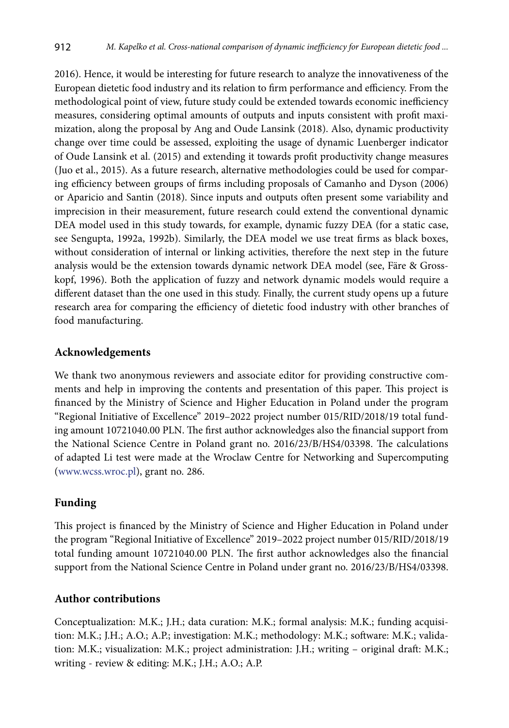2016). Hence, it would be interesting for future research to analyze the innovativeness of the European dietetic food industry and its relation to firm performance and efficiency. From the methodological point of view, future study could be extended towards economic inefficiency measures, considering optimal amounts of outputs and inputs consistent with profit maximization, along the proposal by Ang and Oude Lansink (2018). Also, dynamic productivity change over time could be assessed, exploiting the usage of dynamic Luenberger indicator of Oude Lansink et al. (2015) and extending it towards profit productivity change measures (Juo et al., 2015). As a future research, alternative methodologies could be used for comparing efficiency between groups of firms including proposals of Camanho and Dyson (2006) or Aparicio and Santin (2018). Since inputs and outputs often present some variability and imprecision in their measurement, future research could extend the conventional dynamic DEA model used in this study towards, for example, dynamic fuzzy DEA (for a static case, see Sengupta, 1992a, 1992b). Similarly, the DEA model we use treat firms as black boxes, without consideration of internal or linking activities, therefore the next step in the future analysis would be the extension towards dynamic network DEA model (see, Färe & Grosskopf, 1996). Both the application of fuzzy and network dynamic models would require a different dataset than the one used in this study. Finally, the current study opens up a future research area for comparing the efficiency of dietetic food industry with other branches of food manufacturing.

## Acknowledgements

We thank two anonymous reviewers and associate editor for providing constructive comments and help in improving the contents and presentation of this paper. This project is financed by the Ministry of Science and Higher Education in Poland under the program "Regional Initiative of Excellence" 2019–2022 project number 015/RID/2018/19 total funding amount 10721040.00 PLN. The first author acknowledges also the financial support from the National Science Centre in Poland grant no. 2016/23/B/HS4/03398. The calculations of adapted Li test were made at the Wroclaw Centre for Networking and Supercomputing (www.wcss.wroc.pl), grant no. 286.

## Funding

This project is financed by the Ministry of Science and Higher Education in Poland under the program "Regional Initiative of Excellence" 2019–2022 project number 015/RID/2018/19 total funding amount 10721040.00 PLN. The first author acknowledges also the financial support from the National Science Centre in Poland under grant no. 2016/23/B/HS4/03398.

## Author contributions

Conceptualization: M.K.; J.H.; data curation: M.K.; formal analysis: M.K.; funding acquisition: M.K.; J.H.; A.O.; A.P.; investigation: M.K.; methodology: M.K.; software: M.K.; validation: M.K.; visualization: M.K.; project administration: J.H.; writing – original draft: M.K.; writing - review & editing: M.K.; J.H.; A.O.; A.P.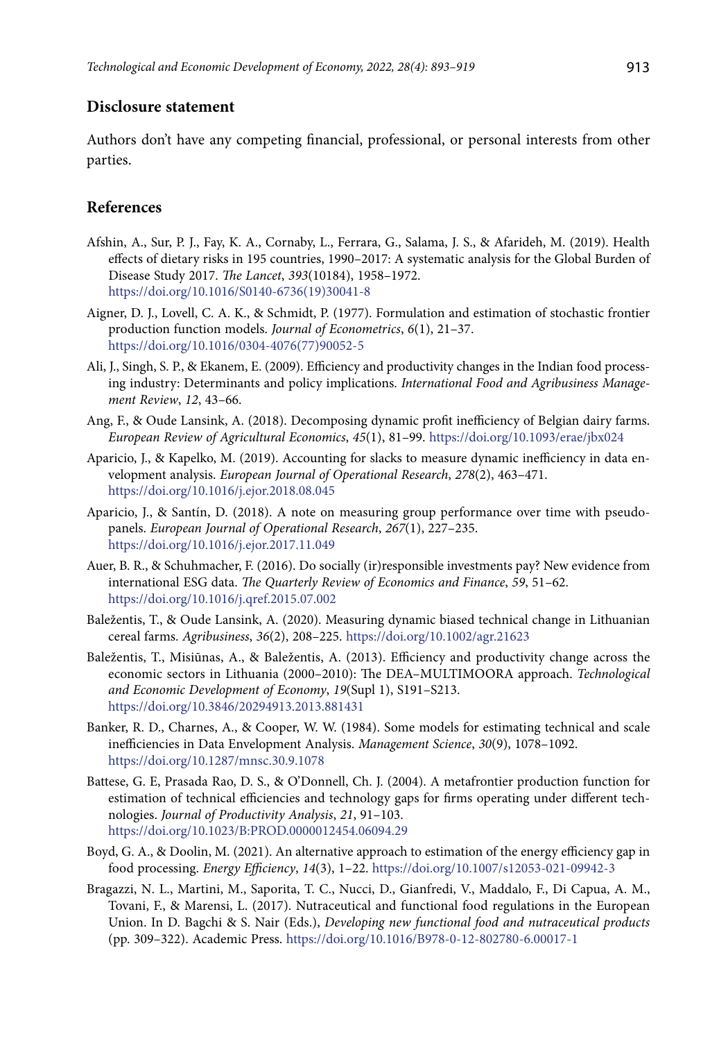## Disclosure statement

Authors don't have any competing financial, professional, or personal interests from other parties.

## References

Afshin, A., Sur, P. J., Fay, K. A., Cornaby, L., Ferrara, G., Salama, J. S., & Afarideh, M. (2019). Health effects of dietary risks in 195 countries, 1990–2017: A systematic analysis for the Global Burden of Disease Study 2017. *The Lancet*, *393*(10184), 1958–1972. https://doi.org/10.1016/S0140-6736(19)30041-8

Aigner, D. J., Lovell, C. A. K., & Schmidt, P. (1977). Formulation and estimation of stochastic frontier production function models. *Journal of Econometrics*, *6*(1), 21–37. https://doi.org/10.1016/0304-4076(77)90052-5

Ali, J., Singh, S. P., & Ekanem, E. (2009). Efficiency and productivity changes in the Indian food processing industry: Determinants and policy implications. *International Food and Agribusiness Management Review*, *12*, 43–66.

Ang, F., & Oude Lansink, A. (2018). Decomposing dynamic profit inefficiency of Belgian dairy farms. *European Review of Agricultural Economics*, *45*(1), 81–99. https://doi.org/10.1093/erae/jbx024

Aparicio, J., & Kapelko, M. (2019). Accounting for slacks to measure dynamic inefficiency in data envelopment analysis. *European Journal of Operational Research*, *278*(2), 463–471. https://doi.org/10.1016/j.ejor.2018.08.045

Aparicio, J., & Santín, D. (2018). A note on measuring group performance over time with pseudo-panels. *European Journal of Operational Research*, *267*(1), 227–235. https://doi.org/10.1016/j.ejor.2017.11.049

Auer, B. R., & Schuhmacher, F. (2016). Do socially (ir)responsible investments pay? New evidence from international ESG data. *The Quarterly Review of Economics and Finance*, *59*, 51–62. https://doi.org/10.1016/j.qref.2015.07.002

Baležentis, T., & Oude Lansink, A. (2020). Measuring dynamic biased technical change in Lithuanian cereal farms. *Agribusiness*, *36*(2), 208–225. https://doi.org/10.1002/agr.21623

Baležentis, T., Misiūnas, A., & Baležentis, A. (2013). Efficiency and productivity change across the economic sectors in Lithuania (2000–2010): The DEA–MULTIMOORA approach. *Technological and Economic Development of Economy*, *19*(Supl 1), S191–S213. https://doi.org/10.3846/20294913.2013.881431

Banker, R. D., Charnes, A., & Cooper, W. W. (1984). Some models for estimating technical and scale inefficiencies in Data Envelopment Analysis. *Management Science*, *30*(9), 1078–1092. https://doi.org/10.1287/mnsc.30.9.1078

Battese, G. E, Prasada Rao, D. S., & O'Donnell, Ch. J. (2004). A metafrontier production function for estimation of technical efficiencies and technology gaps for firms operating under different technologies. *Journal of Productivity Analysis*, *21*, 91–103. https://doi.org/10.1023/B:PROD.0000012454.06094.29

Boyd, G. A., & Doolin, M. (2021). An alternative approach to estimation of the energy efficiency gap in food processing. *Energy Efficiency*, *14*(3), 1–22. https://doi.org/10.1007/s12053-021-09942-3

Bragazzi, N. L., Martini, M., Saporita, T. C., Nucci, D., Gianfredi, V., Maddalo, F., Di Capua, A. M., Tovani, F., & Marensi, L. (2017). Nutraceutical and functional food regulations in the European Union. In D. Bagchi & S. Nair (Eds.), *Developing new functional food and nutraceutical products* (pp. 309–322). Academic Press. https://doi.org/10.1016/B978-0-12-802780-6.00017-1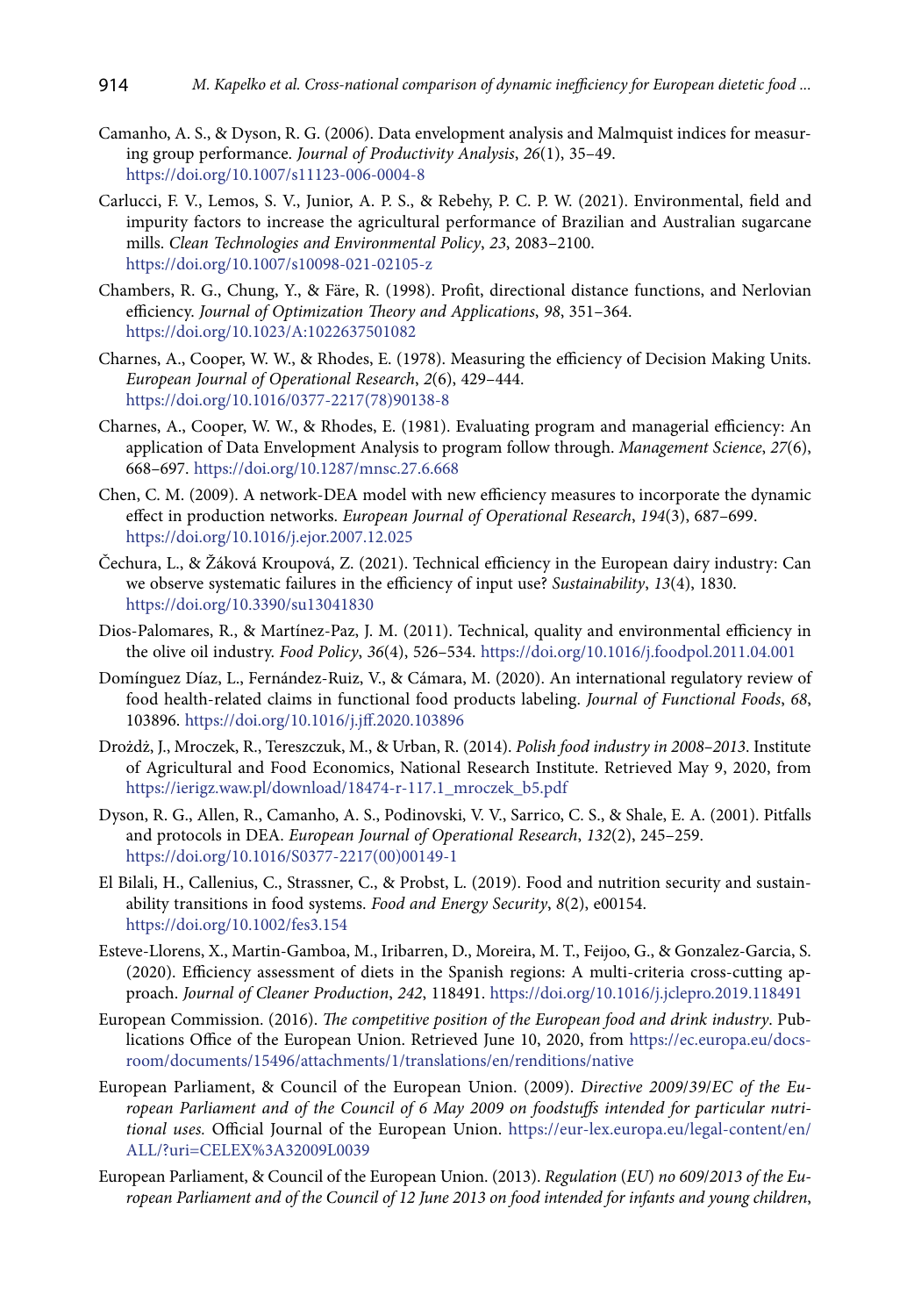Camanho, A. S., & Dyson, R. G. (2006). Data envelopment analysis and Malmquist indices for measuring group performance. *Journal of Productivity Analysis*, *26*(1), 35–49. https://doi.org/10.1007/s11123-006-0004-8

Carlucci, F. V., Lemos, S. V., Junior, A. P. S., & Rebehy, P. C. P. W. (2021). Environmental, field and impurity factors to increase the agricultural performance of Brazilian and Australian sugarcane mills. *Clean Technologies and Environmental Policy*, *23*, 2083–2100. https://doi.org/10.1007/s10098-021-02105-z

Chambers, R. G., Chung, Y., & Färe, R. (1998). Profit, directional distance functions, and Nerlovian efficiency. *Journal of Optimization Theory and Applications*, *98*, 351–364. https://doi.org/10.1023/A:1022637501082

Charnes, A., Cooper, W. W., & Rhodes, E. (1978). Measuring the efficiency of Decision Making Units. *European Journal of Operational Research*, *2*(6), 429–444. https://doi.org/10.1016/0377-2217(78)90138-8

Charnes, A., Cooper, W. W., & Rhodes, E. (1981). Evaluating program and managerial efficiency: An application of Data Envelopment Analysis to program follow through. *Management Science*, *27*(6), 668–697. https://doi.org/10.1287/mnsc.27.6.668

Chen, C. M. (2009). A network-DEA model with new efficiency measures to incorporate the dynamic effect in production networks. *European Journal of Operational Research*, *194*(3), 687–699. https://doi.org/10.1016/j.ejor.2007.12.025

Čechura, L., & Žáková Kroupová, Z. (2021). Technical efficiency in the European dairy industry: Can we observe systematic failures in the efficiency of input use? *Sustainability*, *13*(4), 1830. https://doi.org/10.3390/su13041830

Dios-Palomares, R., & Martínez-Paz, J. M. (2011). Technical, quality and environmental efficiency in the olive oil industry. *Food Policy*, *36*(4), 526–534. https://doi.org/10.1016/j.foodpol.2011.04.001

Domínguez Díaz, L., Fernández-Ruiz, V., & Cámara, M. (2020). An international regulatory review of food health-related claims in functional food products labeling. *Journal of Functional Foods*, *68*, 103896. https://doi.org/10.1016/j.jff.2020.103896

Drożdż, J., Mroczek, R., Tereszczuk, M., & Urban, R. (2014). *Polish food industry in 2008–2013*. Institute of Agricultural and Food Economics, National Research Institute. Retrieved May 9, 2020, from https://ierigz.waw.pl/download/18474-r-117.1_mroczek_b5.pdf

Dyson, R. G., Allen, R., Camanho, A. S., Podinovski, V. V., Sarrico, C. S., & Shale, E. A. (2001). Pitfalls and protocols in DEA. *European Journal of Operational Research*, *132*(2), 245–259. https://doi.org/10.1016/S0377-2217(00)00149-1

El Bilali, H., Callenius, C., Strassner, C., & Probst, L. (2019). Food and nutrition security and sustainability transitions in food systems. *Food and Energy Security*, *8*(2), e00154. https://doi.org/10.1002/fes3.154

Esteve-Llorens, X., Martin-Gamboa, M., Iribarren, D., Moreira, M. T., Feijoo, G., & Gonzalez-Garcia, S. (2020). Efficiency assessment of diets in the Spanish regions: A multi-criteria cross-cutting approach. *Journal of Cleaner Production*, *242*, 118491. https://doi.org/10.1016/j.jclepro.2019.118491

European Commission. (2016). *The competitive position of the European food and drink industry*. Publications Office of the European Union. Retrieved June 10, 2020, from https://ec.europa.eu/docsroom/documents/15496/attachments/1/translations/en/renditions/native

European Parliament, & Council of the European Union. (2009). *Directive 2009/39/EC of the European Parliament and of the Council of 6 May 2009 on foodstuffs intended for particular nutritional uses.* Official Journal of the European Union. https://eur-lex.europa.eu/legal-content/en/ALL/?uri=CELEX%3A32009L0039

European Parliament, & Council of the European Union. (2013). *Regulation (EU) no 609/2013 of the European Parliament and of the Council of 12 June 2013 on food intended for infants and young children*,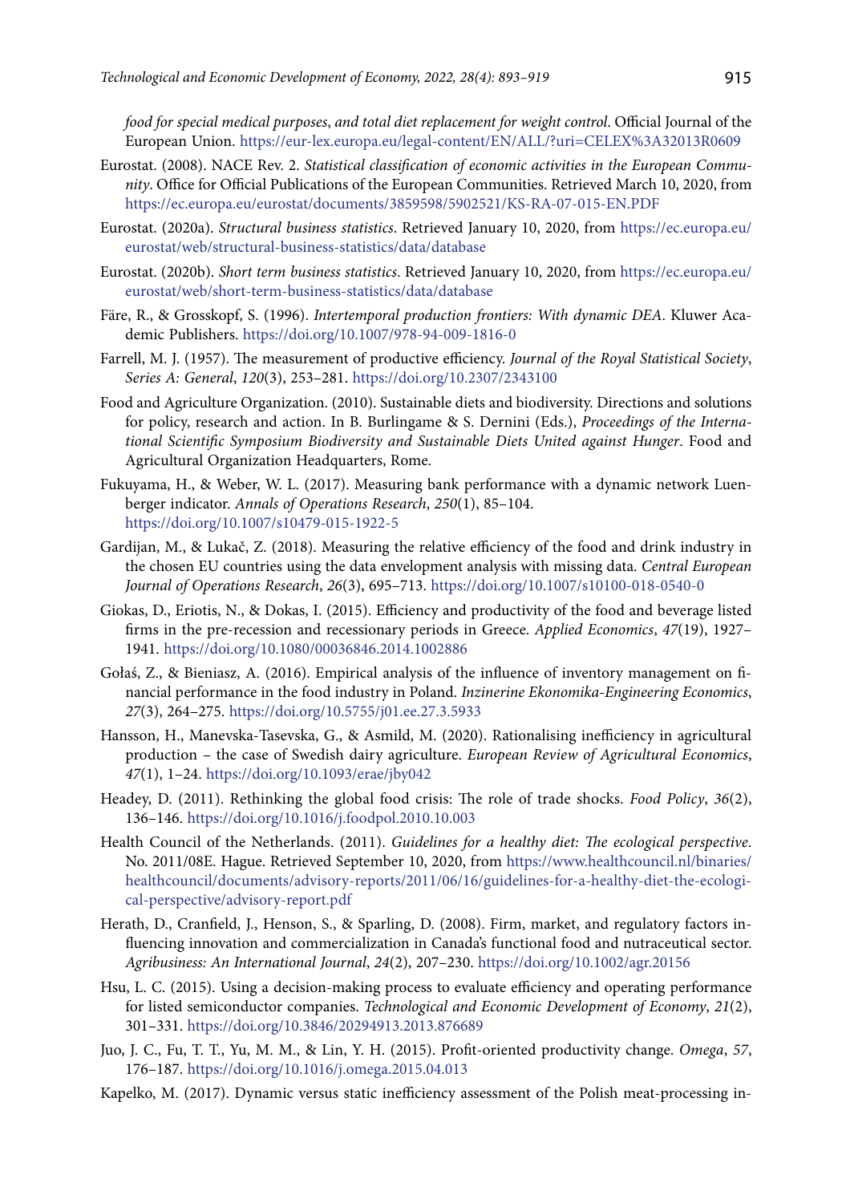*food for special medical purposes*, *and total diet replacement for weight control*. Official Journal of the European Union. https://eur-lex.europa.eu/legal-content/EN/ALL/?uri=CELEX%3A32013R0609

Eurostat. (2008). NACE Rev. 2. *Statistical classification of economic activities in the European Community*. Office for Official Publications of the European Communities. Retrieved March 10, 2020, from https://ec.europa.eu/eurostat/documents/3859598/5902521/KS-RA-07-015-EN.PDF

Eurostat. (2020a). *Structural business statistics*. Retrieved January 10, 2020, from https://ec.europa.eu/eurostat/web/structural-business-statistics/data/database

Eurostat. (2020b). *Short term business statistics*. Retrieved January 10, 2020, from https://ec.europa.eu/eurostat/web/short-term-business-statistics/data/database

Färe, R., & Grosskopf, S. (1996). *Intertemporal production frontiers: With dynamic DEA*. Kluwer Academic Publishers. https://doi.org/10.1007/978-94-009-1816-0

Farrell, M. J. (1957). The measurement of productive efficiency. *Journal of the Royal Statistical Society*, *Series A: General*, *120*(3), 253–281. https://doi.org/10.2307/2343100

Food and Agriculture Organization. (2010). Sustainable diets and biodiversity. Directions and solutions for policy, research and action. In B. Burlingame & S. Dernini (Eds.), *Proceedings of the International Scientific Symposium Biodiversity and Sustainable Diets United against Hunger*. Food and Agricultural Organization Headquarters, Rome.

Fukuyama, H., & Weber, W. L. (2017). Measuring bank performance with a dynamic network Luenberger indicator. *Annals of Operations Research*, *250*(1), 85–104. https://doi.org/10.1007/s10479-015-1922-5

Gardijan, M., & Lukač, Z. (2018). Measuring the relative efficiency of the food and drink industry in the chosen EU countries using the data envelopment analysis with missing data. *Central European Journal of Operations Research*, *26*(3), 695–713. https://doi.org/10.1007/s10100-018-0540-0

Giokas, D., Eriotis, N., & Dokas, I. (2015). Efficiency and productivity of the food and beverage listed firms in the pre-recession and recessionary periods in Greece. *Applied Economics*, *47*(19), 1927–1941. https://doi.org/10.1080/00036846.2014.1002886

Gołaś, Z., & Bieniasz, A. (2016). Empirical analysis of the influence of inventory management on financial performance in the food industry in Poland. *Inzinerine Ekonomika-Engineering Economics*, *27*(3), 264–275. https://doi.org/10.5755/j01.ee.27.3.5933

Hansson, H., Manevska-Tasevska, G., & Asmild, M. (2020). Rationalising inefficiency in agricultural production – the case of Swedish dairy agriculture. *European Review of Agricultural Economics*, *47*(1), 1–24. https://doi.org/10.1093/erae/jby042

Headey, D. (2011). Rethinking the global food crisis: The role of trade shocks. *Food Policy*, *36*(2), 136–146. https://doi.org/10.1016/j.foodpol.2010.10.003

Health Council of the Netherlands. (2011). *Guidelines for a healthy diet: The ecological perspective*. No. 2011/08E. Hague. Retrieved September 10, 2020, from https://www.healthcouncil.nl/binaries/healthcouncil/documents/advisory-reports/2011/06/16/guidelines-for-a-healthy-diet-the-ecological-perspective/advisory-report.pdf

Herath, D., Cranfield, J., Henson, S., & Sparling, D. (2008). Firm, market, and regulatory factors influencing innovation and commercialization in Canada's functional food and nutraceutical sector. *Agribusiness: An International Journal*, *24*(2), 207–230. https://doi.org/10.1002/agr.20156

Hsu, L. C. (2015). Using a decision-making process to evaluate efficiency and operating performance for listed semiconductor companies. *Technological and Economic Development of Economy*, *21*(2), 301–331. https://doi.org/10.3846/20294913.2013.876689

Juo, J. C., Fu, T. T., Yu, M. M., & Lin, Y. H. (2015). Profit-oriented productivity change. *Omega*, *57*, 176–187. https://doi.org/10.1016/j.omega.2015.04.013

Kapelko, M. (2017). Dynamic versus static inefficiency assessment of the Polish meat-processing in-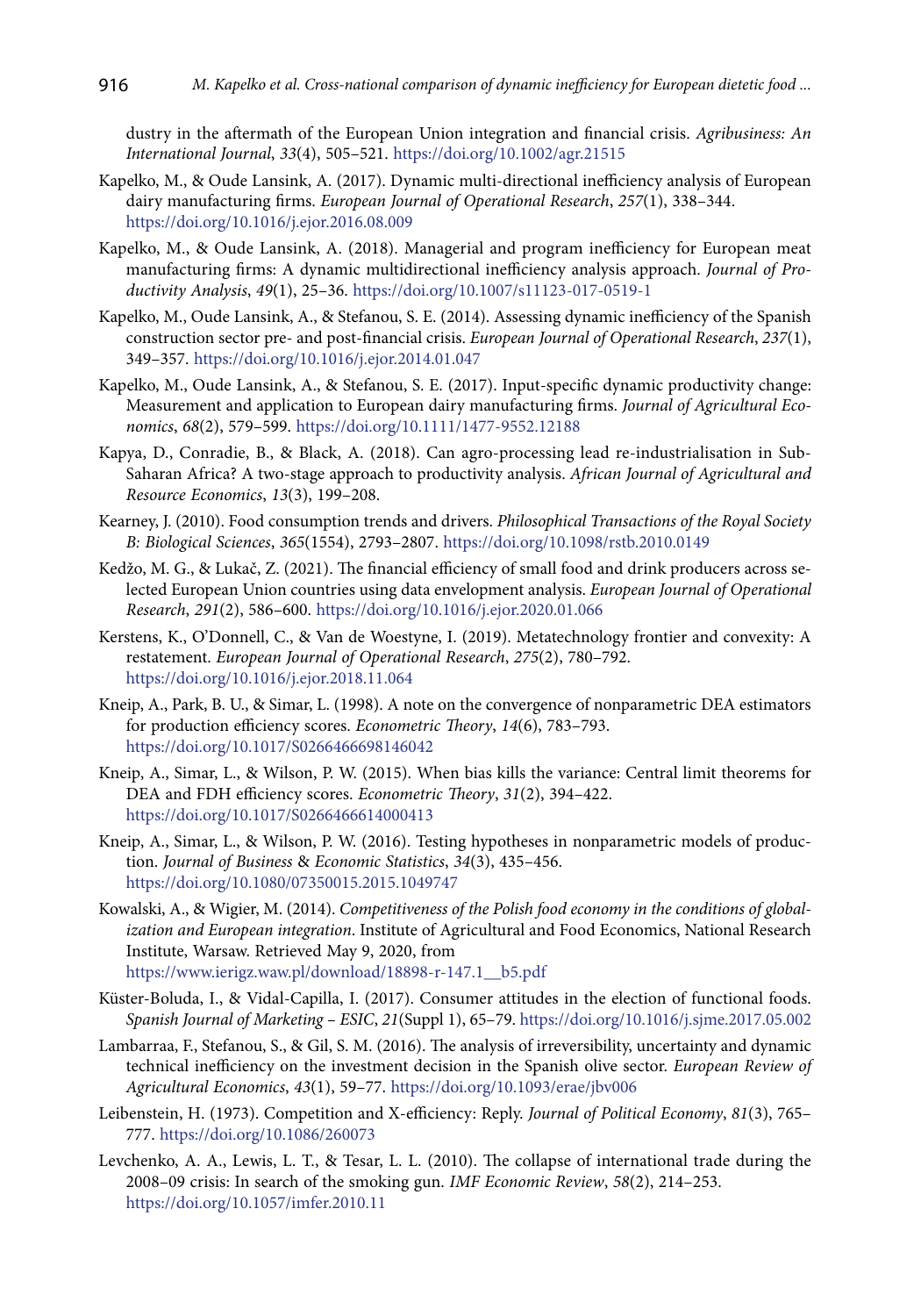dustry in the aftermath of the European Union integration and financial crisis. *Agribusiness: An International Journal*, *33*(4), 505–521. https://doi.org/10.1002/agr.21515

Kapelko, M., & Oude Lansink, A. (2017). Dynamic multi-directional inefficiency analysis of European dairy manufacturing firms. *European Journal of Operational Research*, *257*(1), 338–344. https://doi.org/10.1016/j.ejor.2016.08.009

Kapelko, M., & Oude Lansink, A. (2018). Managerial and program inefficiency for European meat manufacturing firms: A dynamic multidirectional inefficiency analysis approach. *Journal of Productivity Analysis*, *49*(1), 25–36. https://doi.org/10.1007/s11123-017-0519-1

Kapelko, M., Oude Lansink, A., & Stefanou, S. E. (2014). Assessing dynamic inefficiency of the Spanish construction sector pre- and post-financial crisis. *European Journal of Operational Research*, *237*(1), 349–357. https://doi.org/10.1016/j.ejor.2014.01.047

Kapelko, M., Oude Lansink, A., & Stefanou, S. E. (2017). Input-specific dynamic productivity change: Measurement and application to European dairy manufacturing firms. *Journal of Agricultural Economics*, *68*(2), 579–599. https://doi.org/10.1111/1477-9552.12188

Kapya, D., Conradie, B., & Black, A. (2018). Can agro-processing lead re-industrialisation in Sub-Saharan Africa? A two-stage approach to productivity analysis. *African Journal of Agricultural and Resource Economics*, *13*(3), 199–208.

Kearney, J. (2010). Food consumption trends and drivers. *Philosophical Transactions of the Royal Society B: Biological Sciences*, *365*(1554), 2793–2807. https://doi.org/10.1098/rstb.2010.0149

Kedžo, M. G., & Lukač, Z. (2021). The financial efficiency of small food and drink producers across selected European Union countries using data envelopment analysis. *European Journal of Operational Research*, *291*(2), 586–600. https://doi.org/10.1016/j.ejor.2020.01.066

Kerstens, K., O'Donnell, C., & Van de Woestyne, I. (2019). Metatechnology frontier and convexity: A restatement. *European Journal of Operational Research*, *275*(2), 780–792. https://doi.org/10.1016/j.ejor.2018.11.064

Kneip, A., Park, B. U., & Simar, L. (1998). A note on the convergence of nonparametric DEA estimators for production efficiency scores. *Econometric Theory*, *14*(6), 783–793. https://doi.org/10.1017/S0266466698146042

Kneip, A., Simar, L., & Wilson, P. W. (2015). When bias kills the variance: Central limit theorems for DEA and FDH efficiency scores. *Econometric Theory*, *31*(2), 394–422. https://doi.org/10.1017/S0266466614000413

Kneip, A., Simar, L., & Wilson, P. W. (2016). Testing hypotheses in nonparametric models of production. *Journal of Business & Economic Statistics*, *34*(3), 435–456. https://doi.org/10.1080/07350015.2015.1049747

Kowalski, A., & Wigier, M. (2014). *Competitiveness of the Polish food economy in the conditions of globalization and European integration*. Institute of Agricultural and Food Economics, National Research Institute, Warsaw. Retrieved May 9, 2020, from https://www.ierigz.waw.pl/download/18898-r-147.1__b5.pdf

Küster-Boluda, I., & Vidal-Capilla, I. (2017). Consumer attitudes in the election of functional foods. *Spanish Journal of Marketing – ESIC*, *21*(Suppl 1), 65–79. https://doi.org/10.1016/j.sjme.2017.05.002

Lambarraa, F., Stefanou, S., & Gil, S. M. (2016). The analysis of irreversibility, uncertainty and dynamic technical inefficiency on the investment decision in the Spanish olive sector. *European Review of Agricultural Economics*, *43*(1), 59–77. https://doi.org/10.1093/erae/jbv006

Leibenstein, H. (1973). Competition and X-efficiency: Reply. *Journal of Political Economy*, *81*(3), 765–777. https://doi.org/10.1086/260073

Levchenko, A. A., Lewis, L. T., & Tesar, L. L. (2010). The collapse of international trade during the 2008–09 crisis: In search of the smoking gun. *IMF Economic Review*, *58*(2), 214–253. https://doi.org/10.1057/imfer.2010.11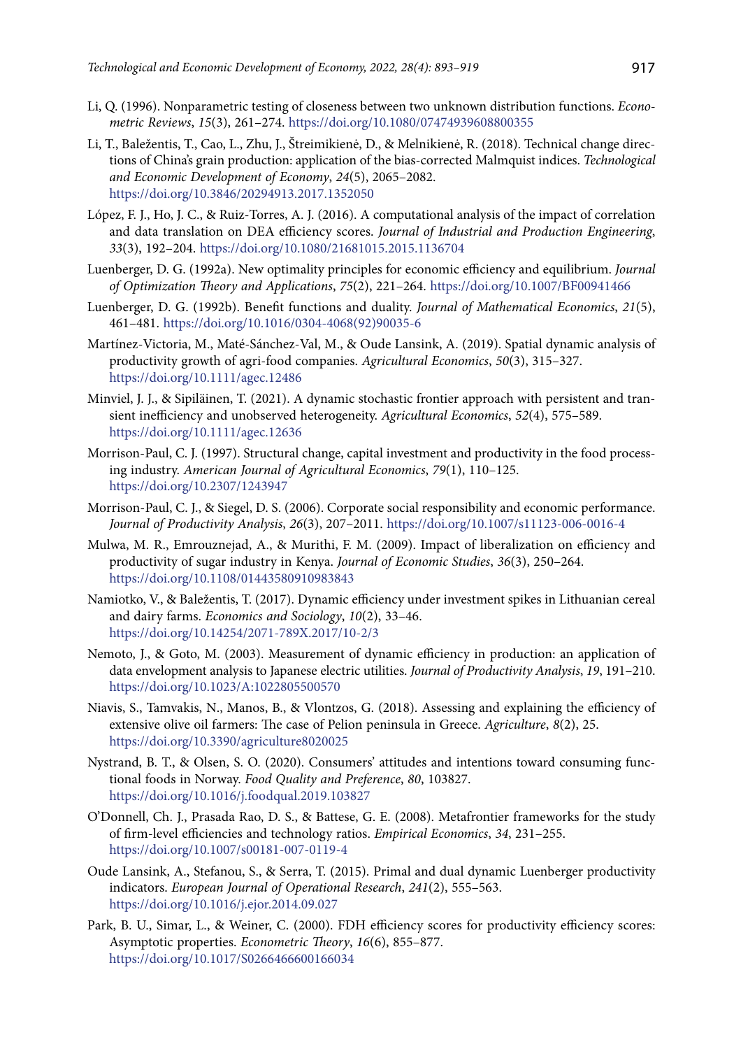Li, Q. (1996). Nonparametric testing of closeness between two unknown distribution functions. *Econometric Reviews*, *15*(3), 261–274. https://doi.org/10.1080/07474939608800355

Li, T., Baležentis, T., Cao, L., Zhu, J., Štreimikienė, D., & Melnikienė, R. (2018). Technical change directions of China's grain production: application of the bias-corrected Malmquist indices. *Technological and Economic Development of Economy*, *24*(5), 2065–2082. https://doi.org/10.3846/20294913.2017.1352050

López, F. J., Ho, J. C., & Ruiz-Torres, A. J. (2016). A computational analysis of the impact of correlation and data translation on DEA efficiency scores. *Journal of Industrial and Production Engineering*, *33*(3), 192–204. https://doi.org/10.1080/21681015.2015.1136704

Luenberger, D. G. (1992a). New optimality principles for economic efficiency and equilibrium. *Journal of Optimization Theory and Applications*, *75*(2), 221–264. https://doi.org/10.1007/BF00941466

Luenberger, D. G. (1992b). Benefit functions and duality. *Journal of Mathematical Economics*, *21*(5), 461–481. https://doi.org/10.1016/0304-4068(92)90035-6

Martínez-Victoria, M., Maté-Sánchez-Val, M., & Oude Lansink, A. (2019). Spatial dynamic analysis of productivity growth of agri-food companies. *Agricultural Economics*, *50*(3), 315–327. https://doi.org/10.1111/agec.12486

Minviel, J. J., & Sipiläinen, T. (2021). A dynamic stochastic frontier approach with persistent and transient inefficiency and unobserved heterogeneity. *Agricultural Economics*, *52*(4), 575–589. https://doi.org/10.1111/agec.12636

Morrison-Paul, C. J. (1997). Structural change, capital investment and productivity in the food processing industry. *American Journal of Agricultural Economics*, *79*(1), 110–125. https://doi.org/10.2307/1243947

Morrison-Paul, C. J., & Siegel, D. S. (2006). Corporate social responsibility and economic performance. *Journal of Productivity Analysis*, *26*(3), 207–2011. https://doi.org/10.1007/s11123-006-0016-4

Mulwa, M. R., Emrouznejad, A., & Murithi, F. M. (2009). Impact of liberalization on efficiency and productivity of sugar industry in Kenya. *Journal of Economic Studies*, *36*(3), 250–264. https://doi.org/10.1108/01443580910983843

Namiotko, V., & Baležentis, T. (2017). Dynamic efficiency under investment spikes in Lithuanian cereal and dairy farms. *Economics and Sociology*, *10*(2), 33–46. https://doi.org/10.14254/2071-789X.2017/10-2/3

Nemoto, J., & Goto, M. (2003). Measurement of dynamic efficiency in production: an application of data envelopment analysis to Japanese electric utilities. *Journal of Productivity Analysis*, *19*, 191–210. https://doi.org/10.1023/A:1022805500570

Niavis, S., Tamvakis, N., Manos, B., & Vlontzos, G. (2018). Assessing and explaining the efficiency of extensive olive oil farmers: The case of Pelion peninsula in Greece. *Agriculture*, *8*(2), 25. https://doi.org/10.3390/agriculture8020025

Nystrand, B. T., & Olsen, S. O. (2020). Consumers' attitudes and intentions toward consuming functional foods in Norway. *Food Quality and Preference*, *80*, 103827. https://doi.org/10.1016/j.foodqual.2019.103827

O'Donnell, Ch. J., Prasada Rao, D. S., & Battese, G. E. (2008). Metafrontier frameworks for the study of firm-level efficiencies and technology ratios. *Empirical Economics*, *34*, 231–255. https://doi.org/10.1007/s00181-007-0119-4

Oude Lansink, A., Stefanou, S., & Serra, T. (2015). Primal and dual dynamic Luenberger productivity indicators. *European Journal of Operational Research*, *241*(2), 555–563. https://doi.org/10.1016/j.ejor.2014.09.027

Park, B. U., Simar, L., & Weiner, C. (2000). FDH efficiency scores for productivity efficiency scores: Asymptotic properties. *Econometric Theory*, *16*(6), 855–877. https://doi.org/10.1017/S0266466600166034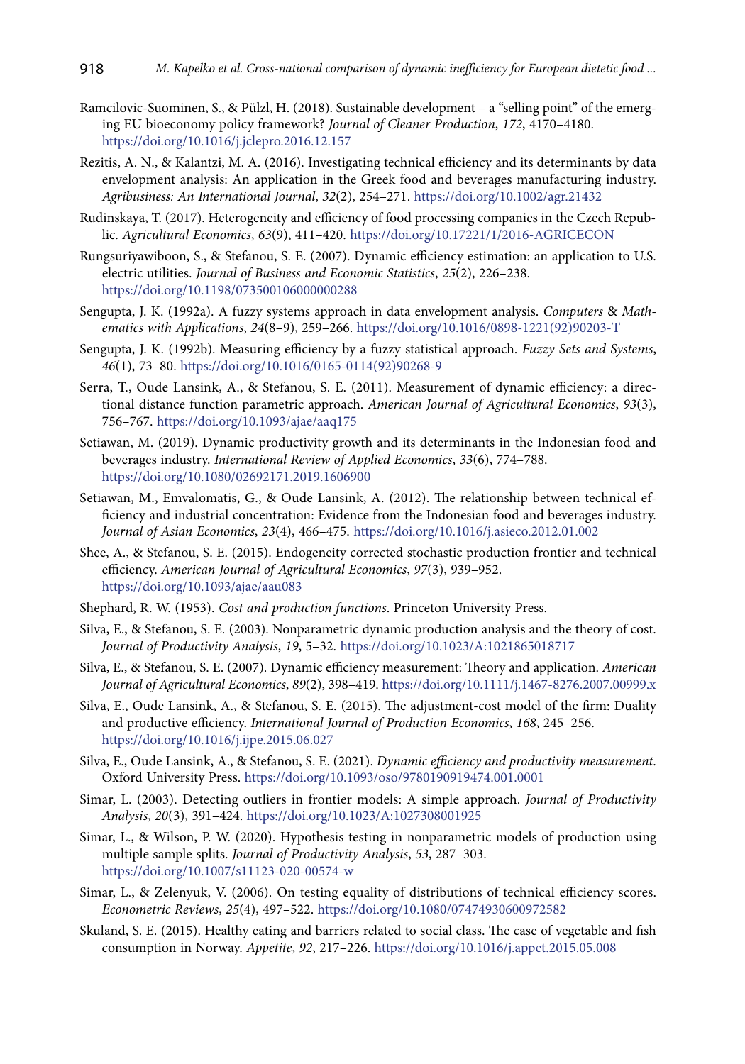Ramcilovic-Suominen, S., & Pülzl, H. (2018). Sustainable development – a "selling point" of the emerging EU bioeconomy policy framework? *Journal of Cleaner Production*, *172*, 4170–4180. https://doi.org/10.1016/j.jclepro.2016.12.157

Rezitis, A. N., & Kalantzi, M. A. (2016). Investigating technical efficiency and its determinants by data envelopment analysis: An application in the Greek food and beverages manufacturing industry. *Agribusiness: An International Journal*, *32*(2), 254–271. https://doi.org/10.1002/agr.21432

Rudinskaya, T. (2017). Heterogeneity and efficiency of food processing companies in the Czech Republic. *Agricultural Economics*, *63*(9), 411–420. https://doi.org/10.17221/1/2016-AGRICECON

Rungsuriyawiboon, S., & Stefanou, S. E. (2007). Dynamic efficiency estimation: an application to U.S. electric utilities. *Journal of Business and Economic Statistics*, *25*(2), 226–238. https://doi.org/10.1198/073500106000000288

Sengupta, J. K. (1992a). A fuzzy systems approach in data envelopment analysis. *Computers & Mathematics with Applications*, *24*(8–9), 259–266. https://doi.org/10.1016/0898-1221(92)90203-T

Sengupta, J. K. (1992b). Measuring efficiency by a fuzzy statistical approach. *Fuzzy Sets and Systems*, *46*(1), 73–80. https://doi.org/10.1016/0165-0114(92)90268-9

Serra, T., Oude Lansink, A., & Stefanou, S. E. (2011). Measurement of dynamic efficiency: a directional distance function parametric approach. *American Journal of Agricultural Economics*, *93*(3), 756–767. https://doi.org/10.1093/ajae/aaq175

Setiawan, M. (2019). Dynamic productivity growth and its determinants in the Indonesian food and beverages industry. *International Review of Applied Economics*, *33*(6), 774–788. https://doi.org/10.1080/02692171.2019.1606900

Setiawan, M., Emvalomatis, G., & Oude Lansink, A. (2012). The relationship between technical efficiency and industrial concentration: Evidence from the Indonesian food and beverages industry. *Journal of Asian Economics*, *23*(4), 466–475. https://doi.org/10.1016/j.asieco.2012.01.002

Shee, A., & Stefanou, S. E. (2015). Endogeneity corrected stochastic production frontier and technical efficiency. *American Journal of Agricultural Economics*, *97*(3), 939–952. https://doi.org/10.1093/ajae/aau083

Shephard, R. W. (1953). *Cost and production functions*. Princeton University Press.

Silva, E., & Stefanou, S. E. (2003). Nonparametric dynamic production analysis and the theory of cost. *Journal of Productivity Analysis*, *19*, 5–32. https://doi.org/10.1023/A:1021865018717

Silva, E., & Stefanou, S. E. (2007). Dynamic efficiency measurement: Theory and application. *American Journal of Agricultural Economics*, *89*(2), 398–419. https://doi.org/10.1111/j.1467-8276.2007.00999.x

Silva, E., Oude Lansink, A., & Stefanou, S. E. (2015). The adjustment-cost model of the firm: Duality and productive efficiency. *International Journal of Production Economics*, *168*, 245–256. https://doi.org/10.1016/j.ijpe.2015.06.027

Silva, E., Oude Lansink, A., & Stefanou, S. E. (2021). *Dynamic efficiency and productivity measurement*. Oxford University Press. https://doi.org/10.1093/oso/9780190919474.001.0001

Simar, L. (2003). Detecting outliers in frontier models: A simple approach. *Journal of Productivity Analysis*, *20*(3), 391–424. https://doi.org/10.1023/A:1027308001925

Simar, L., & Wilson, P. W. (2020). Hypothesis testing in nonparametric models of production using multiple sample splits. *Journal of Productivity Analysis*, *53*, 287–303. https://doi.org/10.1007/s11123-020-00574-w

Simar, L., & Zelenyuk, V. (2006). On testing equality of distributions of technical efficiency scores. *Econometric Reviews*, *25*(4), 497–522. https://doi.org/10.1080/07474930600972582

Skuland, S. E. (2015). Healthy eating and barriers related to social class. The case of vegetable and fish consumption in Norway. *Appetite*, *92*, 217–226. https://doi.org/10.1016/j.appet.2015.05.008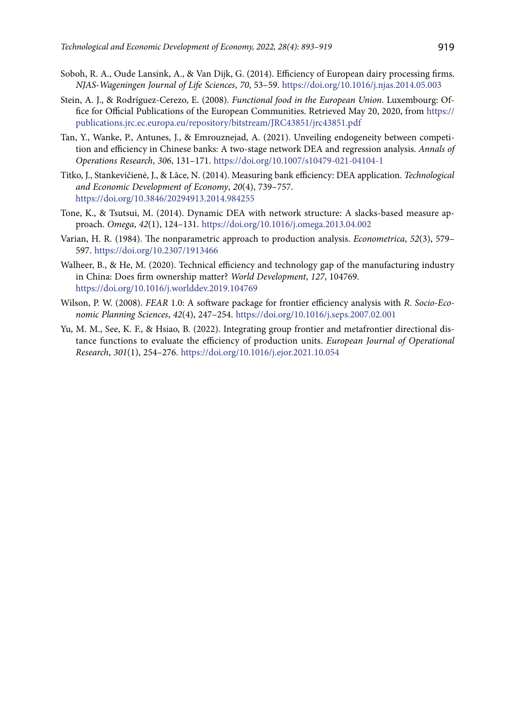Soboh, R. A., Oude Lansink, A., & Van Dijk, G. (2014). Efficiency of European dairy processing firms. *NJAS-Wageningen Journal of Life Sciences*, *70*, 53–59. https://doi.org/10.1016/j.njas.2014.05.003

Stein, A. J., & Rodríguez-Cerezo, E. (2008). *Functional food in the European Union*. Luxembourg: Office for Official Publications of the European Communities. Retrieved May 20, 2020, from https://publications.jrc.ec.europa.eu/repository/bitstream/JRC43851/jrc43851.pdf

Tan, Y., Wanke, P., Antunes, J., & Emrouznejad, A. (2021). Unveiling endogeneity between competition and efficiency in Chinese banks: A two-stage network DEA and regression analysis. *Annals of Operations Research*, *306*, 131–171. https://doi.org/10.1007/s10479-021-04104-1

Titko, J., Stankevičienė, J., & Lāce, N. (2014). Measuring bank efficiency: DEA application. *Technological and Economic Development of Economy*, *20*(4), 739–757. https://doi.org/10.3846/20294913.2014.984255

Tone, K., & Tsutsui, M. (2014). Dynamic DEA with network structure: A slacks-based measure approach. *Omega*, *42*(1), 124–131. https://doi.org/10.1016/j.omega.2013.04.002

Varian, H. R. (1984). The nonparametric approach to production analysis. *Econometrica*, *52*(3), 579–597. https://doi.org/10.2307/1913466

Walheer, B., & He, M. (2020). Technical efficiency and technology gap of the manufacturing industry in China: Does firm ownership matter? *World Development*, *127*, 104769. https://doi.org/10.1016/j.worlddev.2019.104769

Wilson, P. W. (2008). *FEAR* 1.0: A software package for frontier efficiency analysis with *R*. *Socio-Economic Planning Sciences*, *42*(4), 247–254. https://doi.org/10.1016/j.seps.2007.02.001

Yu, M. M., See, K. F., & Hsiao, B. (2022). Integrating group frontier and metafrontier directional distance functions to evaluate the efficiency of production units. *European Journal of Operational Research*, *301*(1), 254–276. https://doi.org/10.1016/j.ejor.2021.10.054